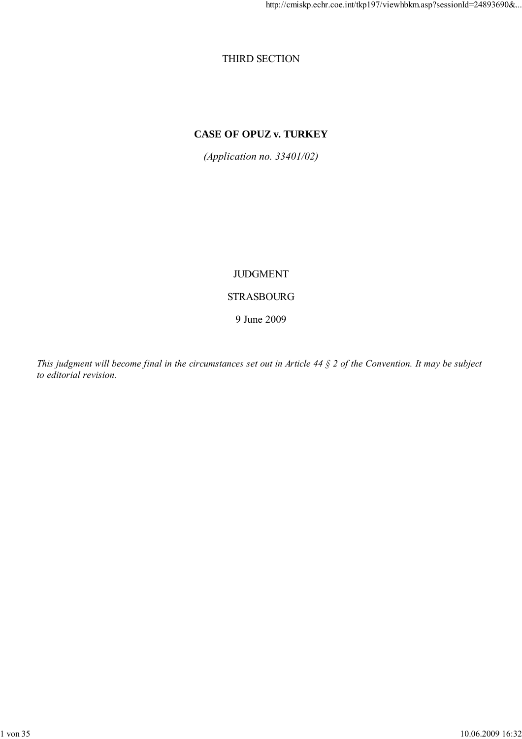THIRD SECTION

# CASE OF OPUZ v. TURKEY

*(Application no. 33401/02)*

JUDGMENT

STRASBOURG

9 June 2009

*This judgment will become final in the circumstances set out in Article 44 § 2 of the Convention. It may be subject to editorial revision.*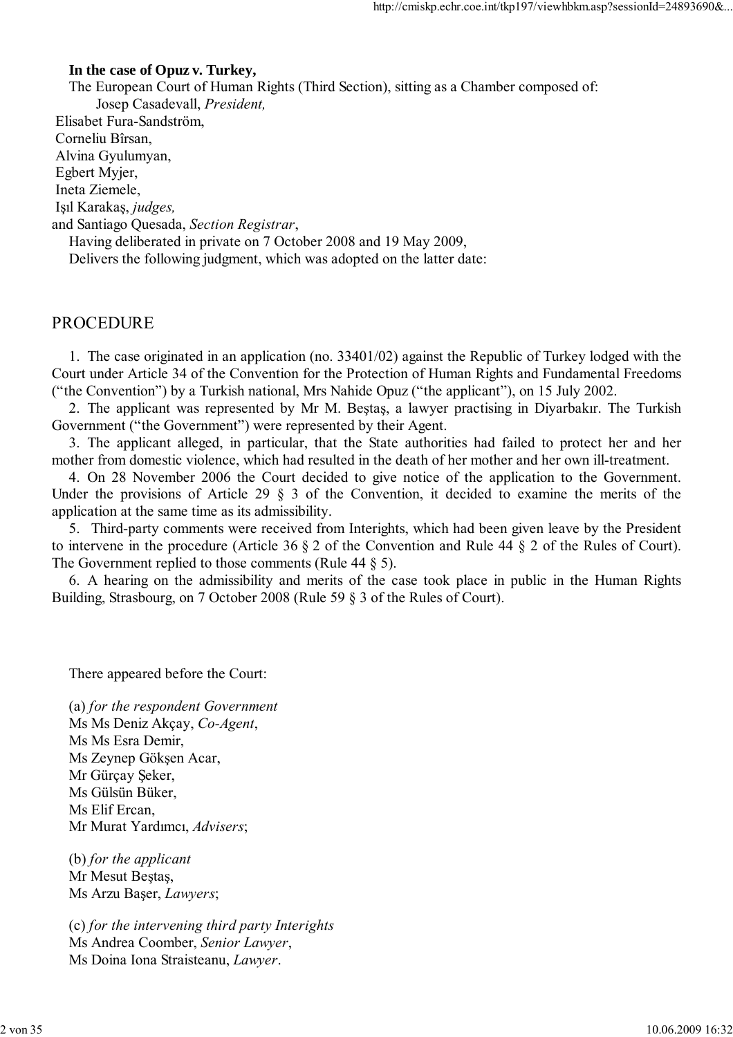**In the case of Opuz v. Turkey,**

The European Court of Human Rights (Third Section), sitting as a Chamber composed of:

Josep Casadevall, *President,*
Elisabet Fura-Sandström,
Corneliu Bîrsan,
Alvina Gyulumyan,
Egbert Myjer,
Ineta Ziemele,
Işıl Karakaş, *judges,*
and Santiago Quesada, *Section Registrar*,

Having deliberated in private on 7 October 2008 and 19 May 2009,

Delivers the following judgment, which was adopted on the latter date:

## PROCEDURE

1. The case originated in an application (no. 33401/02) against the Republic of Turkey lodged with the Court under Article 34 of the Convention for the Protection of Human Rights and Fundamental Freedoms ("the Convention") by a Turkish national, Mrs Nahide Opuz ("the applicant"), on 15 July 2002.

2. The applicant was represented by Mr M. Beştaş, a lawyer practising in Diyarbakır. The Turkish Government ("the Government") were represented by their Agent.

3. The applicant alleged, in particular, that the State authorities had failed to protect her and her mother from domestic violence, which had resulted in the death of her mother and her own ill-treatment.

4. On 28 November 2006 the Court decided to give notice of the application to the Government. Under the provisions of Article 29 § 3 of the Convention, it decided to examine the merits of the application at the same time as its admissibility.

5. Third-party comments were received from Interights, which had been given leave by the President to intervene in the procedure (Article 36 § 2 of the Convention and Rule 44 § 2 of the Rules of Court). The Government replied to those comments (Rule 44 § 5).

6. A hearing on the admissibility and merits of the case took place in public in the Human Rights Building, Strasbourg, on 7 October 2008 (Rule 59 § 3 of the Rules of Court).

There appeared before the Court:

(a) *for the respondent Government*
Ms Ms Deniz Akçay, *Co-Agent*,
Ms Ms Esra Demir,
Ms Zeynep Gökşen Acar,
Mr Gürçay Şeker,
Ms Gülsün Büker,
Ms Elif Ercan,
Mr Murat Yardımcı, *Advisers*;

(b) *for the applicant*
Mr Mesut Beştaş,
Ms Arzu Başer, *Lawyers*;

(c) *for the intervening third party Interights*
Ms Andrea Coomber, *Senior Lawyer*,
Ms Doina Iona Straisteanu, *Lawyer*.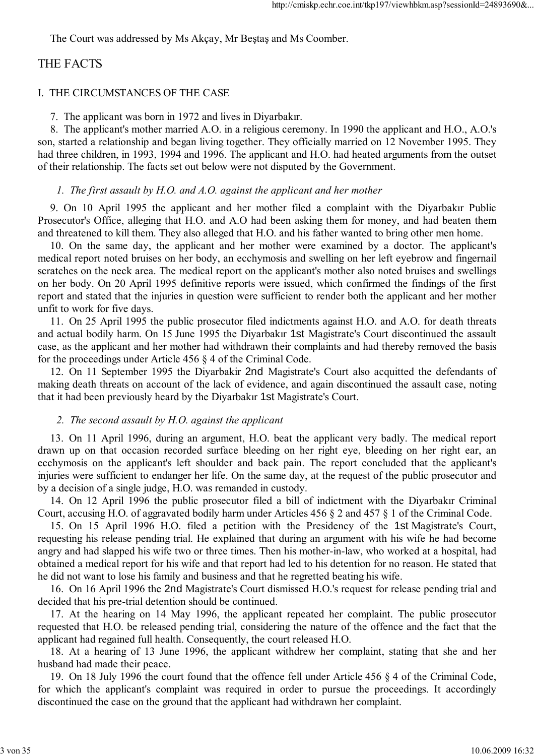The Court was addressed by Ms Akçay, Mr Beştaş and Ms Coomber.

## THE FACTS

### I. THE CIRCUMSTANCES OF THE CASE

7. The applicant was born in 1972 and lives in Diyarbakır.

8. The applicant's mother married A.O. in a religious ceremony. In 1990 the applicant and H.O., A.O.'s son, started a relationship and began living together. They officially married on 12 November 1995. They had three children, in 1993, 1994 and 1996. The applicant and H.O. had heated arguments from the outset of their relationship. The facts set out below were not disputed by the Government.

#### *1. The first assault by H.O. and A.O. against the applicant and her mother*

9. On 10 April 1995 the applicant and her mother filed a complaint with the Diyarbakır Public Prosecutor's Office, alleging that H.O. and A.O had been asking them for money, and had beaten them and threatened to kill them. They also alleged that H.O. and his father wanted to bring other men home.

10. On the same day, the applicant and her mother were examined by a doctor. The applicant's medical report noted bruises on her body, an ecchymosis and swelling on her left eyebrow and fingernail scratches on the neck area. The medical report on the applicant's mother also noted bruises and swellings on her body. On 20 April 1995 definitive reports were issued, which confirmed the findings of the first report and stated that the injuries in question were sufficient to render both the applicant and her mother unfit to work for five days.

11. On 25 April 1995 the public prosecutor filed indictments against H.O. and A.O. for death threats and actual bodily harm. On 15 June 1995 the Diyarbakır 1st Magistrate's Court discontinued the assault case, as the applicant and her mother had withdrawn their complaints and had thereby removed the basis for the proceedings under Article 456 § 4 of the Criminal Code.

12. On 11 September 1995 the Diyarbakir 2nd Magistrate's Court also acquitted the defendants of making death threats on account of the lack of evidence, and again discontinued the assault case, noting that it had been previously heard by the Diyarbakır 1st Magistrate's Court.

#### *2. The second assault by H.O. against the applicant*

13. On 11 April 1996, during an argument, H.O. beat the applicant very badly. The medical report drawn up on that occasion recorded surface bleeding on her right eye, bleeding on her right ear, an ecchymosis on the applicant's left shoulder and back pain. The report concluded that the applicant's injuries were sufficient to endanger her life. On the same day, at the request of the public prosecutor and by a decision of a single judge, H.O. was remanded in custody.

14. On 12 April 1996 the public prosecutor filed a bill of indictment with the Diyarbakır Criminal Court, accusing H.O. of aggravated bodily harm under Articles 456 § 2 and 457 § 1 of the Criminal Code.

15. On 15 April 1996 H.O. filed a petition with the Presidency of the 1st Magistrate's Court, requesting his release pending trial. He explained that during an argument with his wife he had become angry and had slapped his wife two or three times. Then his mother-in-law, who worked at a hospital, had obtained a medical report for his wife and that report had led to his detention for no reason. He stated that he did not want to lose his family and business and that he regretted beating his wife.

16. On 16 April 1996 the 2nd Magistrate's Court dismissed H.O.'s request for release pending trial and decided that his pre-trial detention should be continued.

17. At the hearing on 14 May 1996, the applicant repeated her complaint. The public prosecutor requested that H.O. be released pending trial, considering the nature of the offence and the fact that the applicant had regained full health. Consequently, the court released H.O.

18. At a hearing of 13 June 1996, the applicant withdrew her complaint, stating that she and her husband had made their peace.

19. On 18 July 1996 the court found that the offence fell under Article 456 § 4 of the Criminal Code, for which the applicant's complaint was required in order to pursue the proceedings. It accordingly discontinued the case on the ground that the applicant had withdrawn her complaint.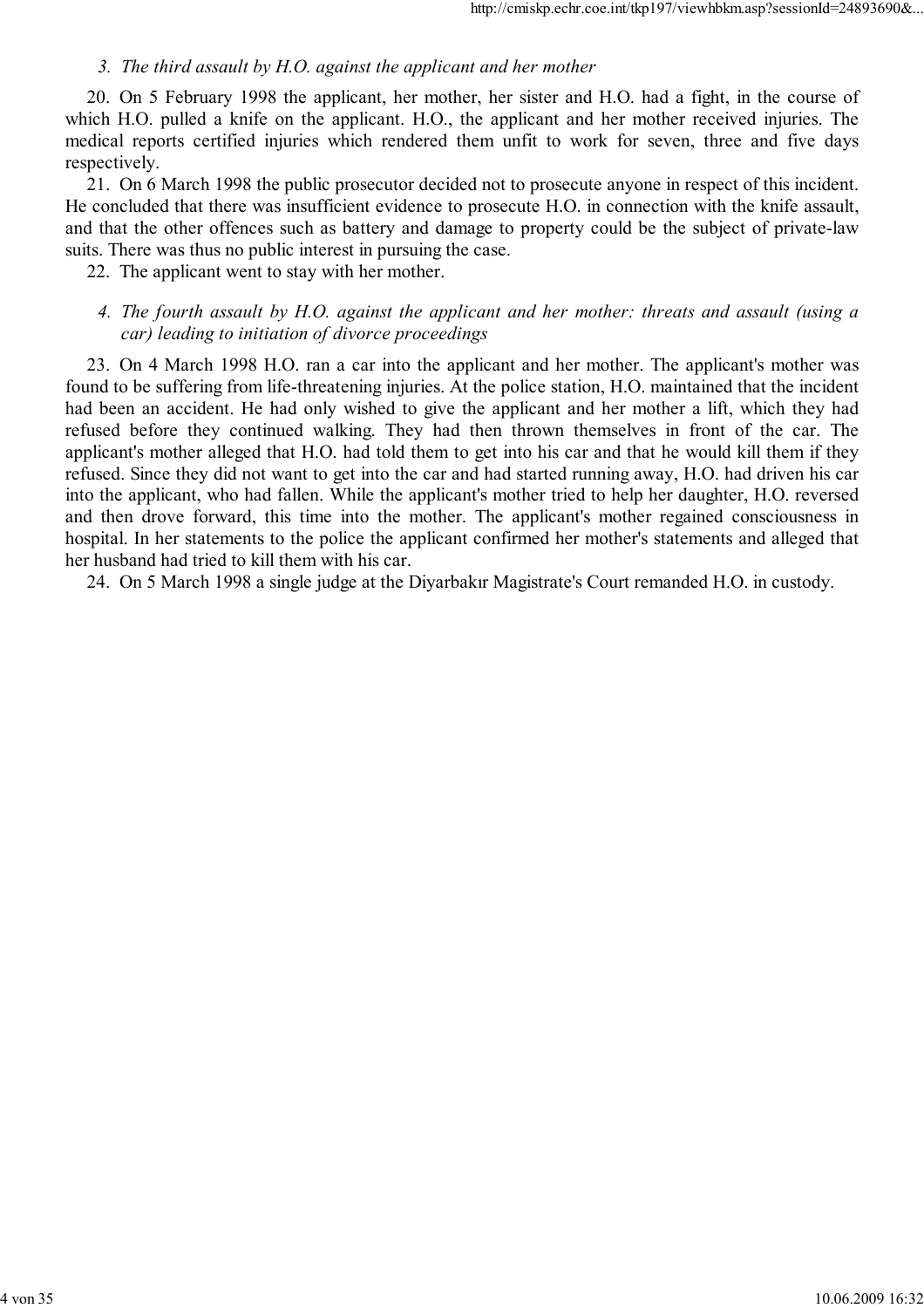### *3. The third assault by H.O. against the applicant and her mother*

20. On 5 February 1998 the applicant, her mother, her sister and H.O. had a fight, in the course of which H.O. pulled a knife on the applicant. H.O., the applicant and her mother received injuries. The medical reports certified injuries which rendered them unfit to work for seven, three and five days respectively.

21. On 6 March 1998 the public prosecutor decided not to prosecute anyone in respect of this incident. He concluded that there was insufficient evidence to prosecute H.O. in connection with the knife assault, and that the other offences such as battery and damage to property could be the subject of private-law suits. There was thus no public interest in pursuing the case.

22. The applicant went to stay with her mother.

### *4. The fourth assault by H.O. against the applicant and her mother: threats and assault (using a car) leading to initiation of divorce proceedings*

23. On 4 March 1998 H.O. ran a car into the applicant and her mother. The applicant's mother was found to be suffering from life-threatening injuries. At the police station, H.O. maintained that the incident had been an accident. He had only wished to give the applicant and her mother a lift, which they had refused before they continued walking. They had then thrown themselves in front of the car. The applicant's mother alleged that H.O. had told them to get into his car and that he would kill them if they refused. Since they did not want to get into the car and had started running away, H.O. had driven his car into the applicant, who had fallen. While the applicant's mother tried to help her daughter, H.O. reversed and then drove forward, this time into the mother. The applicant's mother regained consciousness in hospital. In her statements to the police the applicant confirmed her mother's statements and alleged that her husband had tried to kill them with his car.

24. On 5 March 1998 a single judge at the Diyarbakır Magistrate's Court remanded H.O. in custody.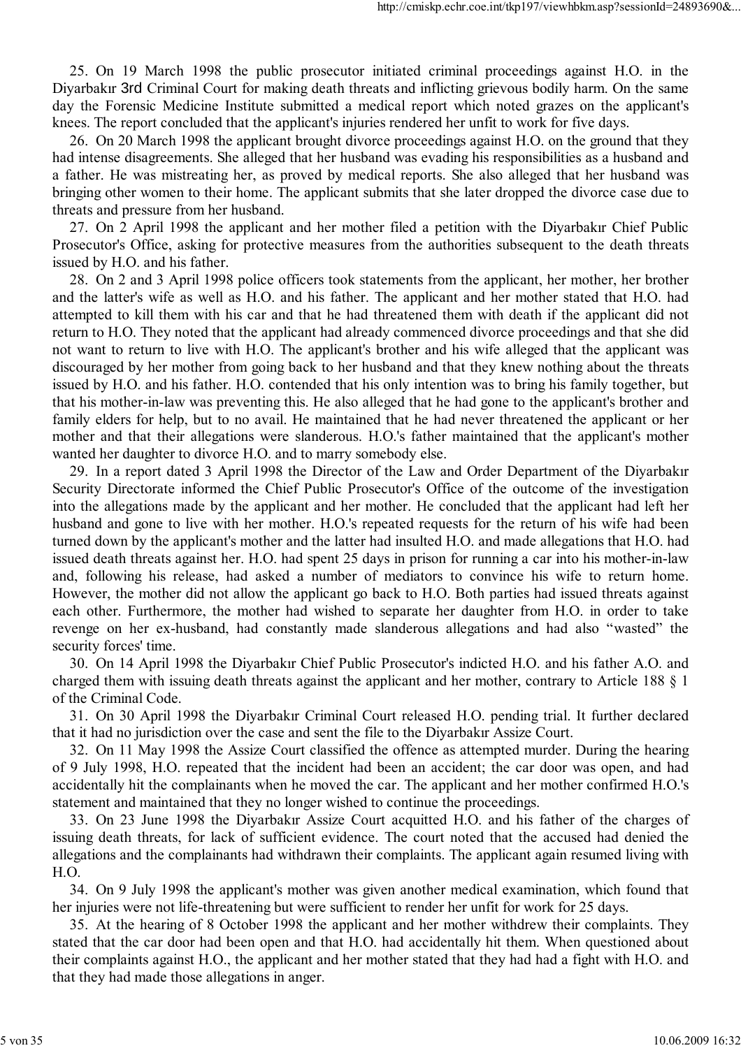25. On 19 March 1998 the public prosecutor initiated criminal proceedings against H.O. in the Diyarbakır 3rd Criminal Court for making death threats and inflicting grievous bodily harm. On the same day the Forensic Medicine Institute submitted a medical report which noted grazes on the applicant's knees. The report concluded that the applicant's injuries rendered her unfit to work for five days.

26. On 20 March 1998 the applicant brought divorce proceedings against H.O. on the ground that they had intense disagreements. She alleged that her husband was evading his responsibilities as a husband and a father. He was mistreating her, as proved by medical reports. She also alleged that her husband was bringing other women to their home. The applicant submits that she later dropped the divorce case due to threats and pressure from her husband.

27. On 2 April 1998 the applicant and her mother filed a petition with the Diyarbakır Chief Public Prosecutor's Office, asking for protective measures from the authorities subsequent to the death threats issued by H.O. and his father.

28. On 2 and 3 April 1998 police officers took statements from the applicant, her mother, her brother and the latter's wife as well as H.O. and his father. The applicant and her mother stated that H.O. had attempted to kill them with his car and that he had threatened them with death if the applicant did not return to H.O. They noted that the applicant had already commenced divorce proceedings and that she did not want to return to live with H.O. The applicant's brother and his wife alleged that the applicant was discouraged by her mother from going back to her husband and that they knew nothing about the threats issued by H.O. and his father. H.O. contended that his only intention was to bring his family together, but that his mother-in-law was preventing this. He also alleged that he had gone to the applicant's brother and family elders for help, but to no avail. He maintained that he had never threatened the applicant or her mother and that their allegations were slanderous. H.O.'s father maintained that the applicant's mother wanted her daughter to divorce H.O. and to marry somebody else.

29. In a report dated 3 April 1998 the Director of the Law and Order Department of the Diyarbakır Security Directorate informed the Chief Public Prosecutor's Office of the outcome of the investigation into the allegations made by the applicant and her mother. He concluded that the applicant had left her husband and gone to live with her mother. H.O.'s repeated requests for the return of his wife had been turned down by the applicant's mother and the latter had insulted H.O. and made allegations that H.O. had issued death threats against her. H.O. had spent 25 days in prison for running a car into his mother-in-law and, following his release, had asked a number of mediators to convince his wife to return home. However, the mother did not allow the applicant go back to H.O. Both parties had issued threats against each other. Furthermore, the mother had wished to separate her daughter from H.O. in order to take revenge on her ex-husband, had constantly made slanderous allegations and had also "wasted" the security forces' time.

30. On 14 April 1998 the Diyarbakır Chief Public Prosecutor's indicted H.O. and his father A.O. and charged them with issuing death threats against the applicant and her mother, contrary to Article 188 § 1 of the Criminal Code.

31. On 30 April 1998 the Diyarbakır Criminal Court released H.O. pending trial. It further declared that it had no jurisdiction over the case and sent the file to the Diyarbakır Assize Court.

32. On 11 May 1998 the Assize Court classified the offence as attempted murder. During the hearing of 9 July 1998, H.O. repeated that the incident had been an accident; the car door was open, and had accidentally hit the complainants when he moved the car. The applicant and her mother confirmed H.O.'s statement and maintained that they no longer wished to continue the proceedings.

33. On 23 June 1998 the Diyarbakır Assize Court acquitted H.O. and his father of the charges of issuing death threats, for lack of sufficient evidence. The court noted that the accused had denied the allegations and the complainants had withdrawn their complaints. The applicant again resumed living with H.O.

34. On 9 July 1998 the applicant's mother was given another medical examination, which found that her injuries were not life-threatening but were sufficient to render her unfit for work for 25 days.

35. At the hearing of 8 October 1998 the applicant and her mother withdrew their complaints. They stated that the car door had been open and that H.O. had accidentally hit them. When questioned about their complaints against H.O., the applicant and her mother stated that they had had a fight with H.O. and that they had made those allegations in anger.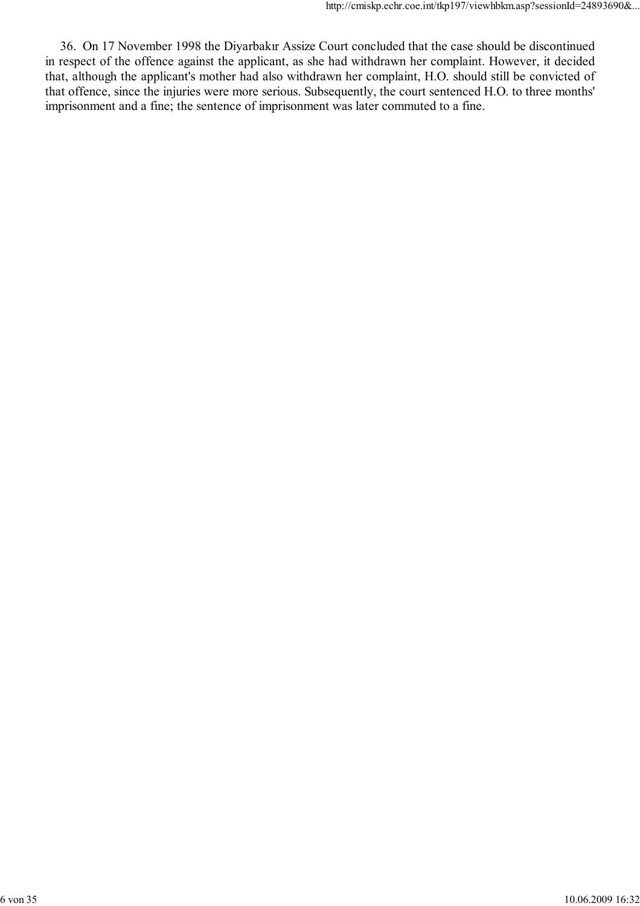36. On 17 November 1998 the Diyarbakır Assize Court concluded that the case should be discontinued in respect of the offence against the applicant, as she had withdrawn her complaint. However, it decided that, although the applicant's mother had also withdrawn her complaint, H.O. should still be convicted of that offence, since the injuries were more serious. Subsequently, the court sentenced H.O. to three months' imprisonment and a fine; the sentence of imprisonment was later commuted to a fine.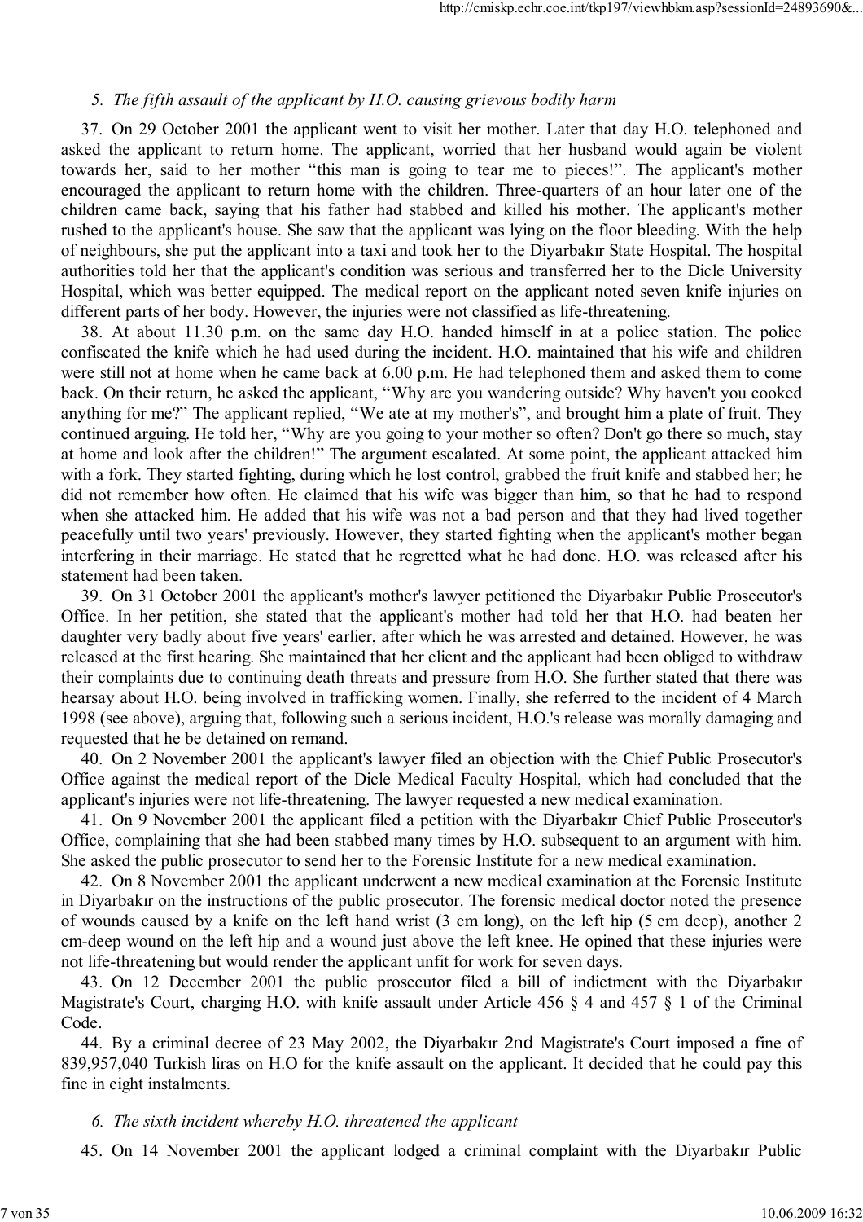*5. The fifth assault of the applicant by H.O. causing grievous bodily harm*

37. On 29 October 2001 the applicant went to visit her mother. Later that day H.O. telephoned and asked the applicant to return home. The applicant, worried that her husband would again be violent towards her, said to her mother "this man is going to tear me to pieces!". The applicant's mother encouraged the applicant to return home with the children. Three-quarters of an hour later one of the children came back, saying that his father had stabbed and killed his mother. The applicant's mother rushed to the applicant's house. She saw that the applicant was lying on the floor bleeding. With the help of neighbours, she put the applicant into a taxi and took her to the Diyarbakır State Hospital. The hospital authorities told her that the applicant's condition was serious and transferred her to the Dicle University Hospital, which was better equipped. The medical report on the applicant noted seven knife injuries on different parts of her body. However, the injuries were not classified as life-threatening.

38. At about 11.30 p.m. on the same day H.O. handed himself in at a police station. The police confiscated the knife which he had used during the incident. H.O. maintained that his wife and children were still not at home when he came back at 6.00 p.m. He had telephoned them and asked them to come back. On their return, he asked the applicant, "Why are you wandering outside? Why haven't you cooked anything for me?" The applicant replied, "We ate at my mother's", and brought him a plate of fruit. They continued arguing. He told her, "Why are you going to your mother so often? Don't go there so much, stay at home and look after the children!" The argument escalated. At some point, the applicant attacked him with a fork. They started fighting, during which he lost control, grabbed the fruit knife and stabbed her; he did not remember how often. He claimed that his wife was bigger than him, so that he had to respond when she attacked him. He added that his wife was not a bad person and that they had lived together peacefully until two years' previously. However, they started fighting when the applicant's mother began interfering in their marriage. He stated that he regretted what he had done. H.O. was released after his statement had been taken.

39. On 31 October 2001 the applicant's mother's lawyer petitioned the Diyarbakır Public Prosecutor's Office. In her petition, she stated that the applicant's mother had told her that H.O. had beaten her daughter very badly about five years' earlier, after which he was arrested and detained. However, he was released at the first hearing. She maintained that her client and the applicant had been obliged to withdraw their complaints due to continuing death threats and pressure from H.O. She further stated that there was hearsay about H.O. being involved in trafficking women. Finally, she referred to the incident of 4 March 1998 (see above), arguing that, following such a serious incident, H.O.'s release was morally damaging and requested that he be detained on remand.

40. On 2 November 2001 the applicant's lawyer filed an objection with the Chief Public Prosecutor's Office against the medical report of the Dicle Medical Faculty Hospital, which had concluded that the applicant's injuries were not life-threatening. The lawyer requested a new medical examination.

41. On 9 November 2001 the applicant filed a petition with the Diyarbakır Chief Public Prosecutor's Office, complaining that she had been stabbed many times by H.O. subsequent to an argument with him. She asked the public prosecutor to send her to the Forensic Institute for a new medical examination.

42. On 8 November 2001 the applicant underwent a new medical examination at the Forensic Institute in Diyarbakır on the instructions of the public prosecutor. The forensic medical doctor noted the presence of wounds caused by a knife on the left hand wrist (3 cm long), on the left hip (5 cm deep), another 2 cm-deep wound on the left hip and a wound just above the left knee. He opined that these injuries were not life-threatening but would render the applicant unfit for work for seven days.

43. On 12 December 2001 the public prosecutor filed a bill of indictment with the Diyarbakır Magistrate's Court, charging H.O. with knife assault under Article 456 § 4 and 457 § 1 of the Criminal Code.

44. By a criminal decree of 23 May 2002, the Diyarbakır 2nd Magistrate's Court imposed a fine of 839,957,040 Turkish liras on H.O for the knife assault on the applicant. It decided that he could pay this fine in eight instalments.

*6. The sixth incident whereby H.O. threatened the applicant*

45. On 14 November 2001 the applicant lodged a criminal complaint with the Diyarbakır Public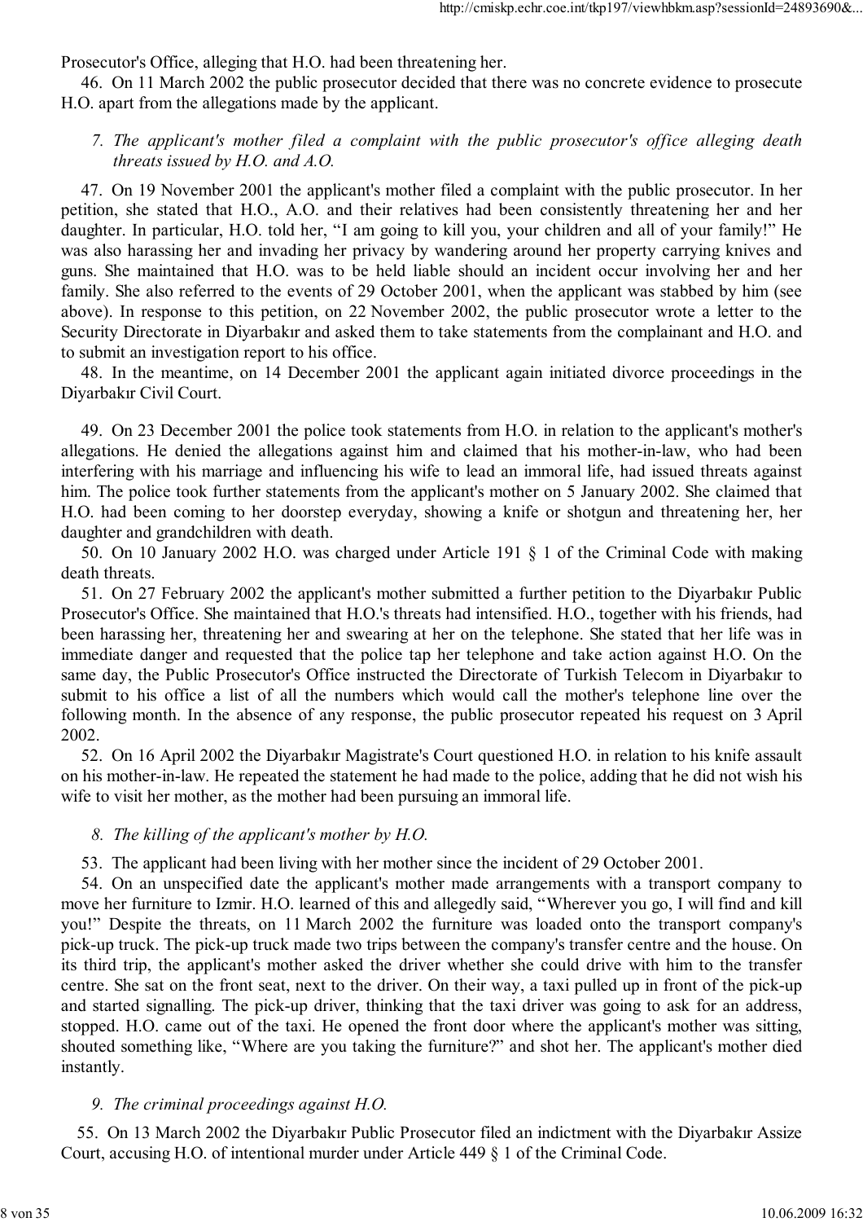Prosecutor's Office, alleging that H.O. had been threatening her.

46. On 11 March 2002 the public prosecutor decided that there was no concrete evidence to prosecute H.O. apart from the allegations made by the applicant.

### *7. The applicant's mother filed a complaint with the public prosecutor's office alleging death threats issued by H.O. and A.O.*

47. On 19 November 2001 the applicant's mother filed a complaint with the public prosecutor. In her petition, she stated that H.O., A.O. and their relatives had been consistently threatening her and her daughter. In particular, H.O. told her, "I am going to kill you, your children and all of your family!" He was also harassing her and invading her privacy by wandering around her property carrying knives and guns. She maintained that H.O. was to be held liable should an incident occur involving her and her family. She also referred to the events of 29 October 2001, when the applicant was stabbed by him (see above). In response to this petition, on 22 November 2002, the public prosecutor wrote a letter to the Security Directorate in Diyarbakır and asked them to take statements from the complainant and H.O. and to submit an investigation report to his office.

48. In the meantime, on 14 December 2001 the applicant again initiated divorce proceedings in the Diyarbakır Civil Court.

49. On 23 December 2001 the police took statements from H.O. in relation to the applicant's mother's allegations. He denied the allegations against him and claimed that his mother-in-law, who had been interfering with his marriage and influencing his wife to lead an immoral life, had issued threats against him. The police took further statements from the applicant's mother on 5 January 2002. She claimed that H.O. had been coming to her doorstep everyday, showing a knife or shotgun and threatening her, her daughter and grandchildren with death.

50. On 10 January 2002 H.O. was charged under Article 191 § 1 of the Criminal Code with making death threats.

51. On 27 February 2002 the applicant's mother submitted a further petition to the Diyarbakır Public Prosecutor's Office. She maintained that H.O.'s threats had intensified. H.O., together with his friends, had been harassing her, threatening her and swearing at her on the telephone. She stated that her life was in immediate danger and requested that the police tap her telephone and take action against H.O. On the same day, the Public Prosecutor's Office instructed the Directorate of Turkish Telecom in Diyarbakır to submit to his office a list of all the numbers which would call the mother's telephone line over the following month. In the absence of any response, the public prosecutor repeated his request on 3 April 2002.

52. On 16 April 2002 the Diyarbakır Magistrate's Court questioned H.O. in relation to his knife assault on his mother-in-law. He repeated the statement he had made to the police, adding that he did not wish his wife to visit her mother, as the mother had been pursuing an immoral life.

### *8. The killing of the applicant's mother by H.O.*

53. The applicant had been living with her mother since the incident of 29 October 2001.

54. On an unspecified date the applicant's mother made arrangements with a transport company to move her furniture to Izmir. H.O. learned of this and allegedly said, "Wherever you go, I will find and kill you!" Despite the threats, on 11 March 2002 the furniture was loaded onto the transport company's pick-up truck. The pick-up truck made two trips between the company's transfer centre and the house. On its third trip, the applicant's mother asked the driver whether she could drive with him to the transfer centre. She sat on the front seat, next to the driver. On their way, a taxi pulled up in front of the pick-up and started signalling. The pick-up driver, thinking that the taxi driver was going to ask for an address, stopped. H.O. came out of the taxi. He opened the front door where the applicant's mother was sitting, shouted something like, "Where are you taking the furniture?" and shot her. The applicant's mother died instantly.

### *9. The criminal proceedings against H.O.*

55. On 13 March 2002 the Diyarbakır Public Prosecutor filed an indictment with the Diyarbakır Assize Court, accusing H.O. of intentional murder under Article 449 § 1 of the Criminal Code.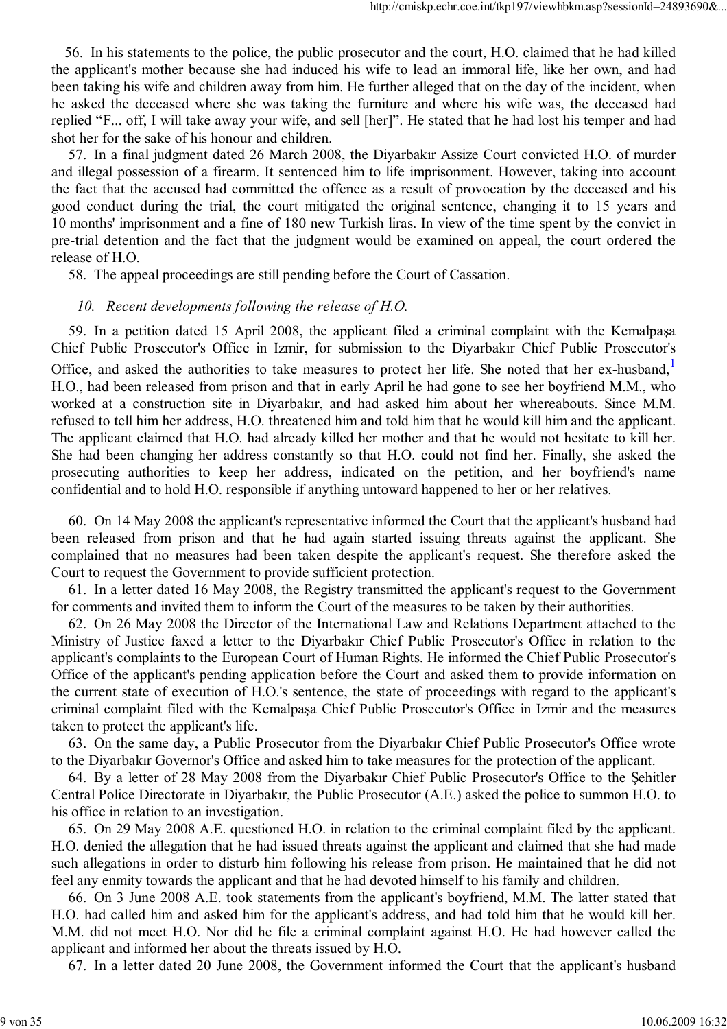56. In his statements to the police, the public prosecutor and the court, H.O. claimed that he had killed the applicant's mother because she had induced his wife to lead an immoral life, like her own, and had been taking his wife and children away from him. He further alleged that on the day of the incident, when he asked the deceased where she was taking the furniture and where his wife was, the deceased had replied "F... off, I will take away your wife, and sell [her]". He stated that he had lost his temper and had shot her for the sake of his honour and children.

57. In a final judgment dated 26 March 2008, the Diyarbakır Assize Court convicted H.O. of murder and illegal possession of a firearm. It sentenced him to life imprisonment. However, taking into account the fact that the accused had committed the offence as a result of provocation by the deceased and his good conduct during the trial, the court mitigated the original sentence, changing it to 15 years and 10 months' imprisonment and a fine of 180 new Turkish liras. In view of the time spent by the convict in pre-trial detention and the fact that the judgment would be examined on appeal, the court ordered the release of H.O.

58. The appeal proceedings are still pending before the Court of Cassation.

### *10. Recent developments following the release of H.O.*

59. In a petition dated 15 April 2008, the applicant filed a criminal complaint with the Kemalpaşa Chief Public Prosecutor's Office in Izmir, for submission to the Diyarbakır Chief Public Prosecutor's Office, and asked the authorities to take measures to protect her life. She noted that her ex-husband,[1] H.O., had been released from prison and that in early April he had gone to see her boyfriend M.M., who worked at a construction site in Diyarbakır, and had asked him about her whereabouts. Since M.M. refused to tell him her address, H.O. threatened him and told him that he would kill him and the applicant. The applicant claimed that H.O. had already killed her mother and that he would not hesitate to kill her. She had been changing her address constantly so that H.O. could not find her. Finally, she asked the prosecuting authorities to keep her address, indicated on the petition, and her boyfriend's name confidential and to hold H.O. responsible if anything untoward happened to her or her relatives.

60. On 14 May 2008 the applicant's representative informed the Court that the applicant's husband had been released from prison and that he had again started issuing threats against the applicant. She complained that no measures had been taken despite the applicant's request. She therefore asked the Court to request the Government to provide sufficient protection.

61. In a letter dated 16 May 2008, the Registry transmitted the applicant's request to the Government for comments and invited them to inform the Court of the measures to be taken by their authorities.

62. On 26 May 2008 the Director of the International Law and Relations Department attached to the Ministry of Justice faxed a letter to the Diyarbakır Chief Public Prosecutor's Office in relation to the applicant's complaints to the European Court of Human Rights. He informed the Chief Public Prosecutor's Office of the applicant's pending application before the Court and asked them to provide information on the current state of execution of H.O.'s sentence, the state of proceedings with regard to the applicant's criminal complaint filed with the Kemalpaşa Chief Public Prosecutor's Office in Izmir and the measures taken to protect the applicant's life.

63. On the same day, a Public Prosecutor from the Diyarbakır Chief Public Prosecutor's Office wrote to the Diyarbakır Governor's Office and asked him to take measures for the protection of the applicant.

64. By a letter of 28 May 2008 from the Diyarbakır Chief Public Prosecutor's Office to the Şehitler Central Police Directorate in Diyarbakır, the Public Prosecutor (A.E.) asked the police to summon H.O. to his office in relation to an investigation.

65. On 29 May 2008 A.E. questioned H.O. in relation to the criminal complaint filed by the applicant. H.O. denied the allegation that he had issued threats against the applicant and claimed that she had made such allegations in order to disturb him following his release from prison. He maintained that he did not feel any enmity towards the applicant and that he had devoted himself to his family and children.

66. On 3 June 2008 A.E. took statements from the applicant's boyfriend, M.M. The latter stated that H.O. had called him and asked him for the applicant's address, and had told him that he would kill her. M.M. did not meet H.O. Nor did he file a criminal complaint against H.O. He had however called the applicant and informed her about the threats issued by H.O.

67. In a letter dated 20 June 2008, the Government informed the Court that the applicant's husband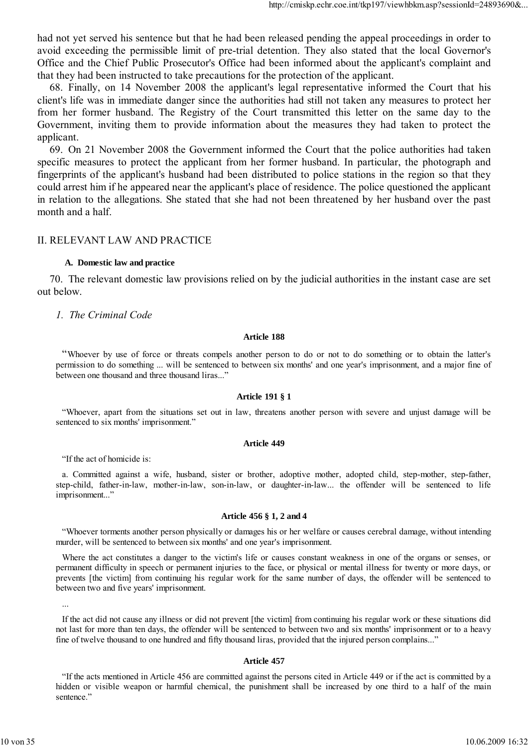had not yet served his sentence but that he had been released pending the appeal proceedings in order to avoid exceeding the permissible limit of pre-trial detention. They also stated that the local Governor's Office and the Chief Public Prosecutor's Office had been informed about the applicant's complaint and that they had been instructed to take precautions for the protection of the applicant.

68. Finally, on 14 November 2008 the applicant's legal representative informed the Court that his client's life was in immediate danger since the authorities had still not taken any measures to protect her from her former husband. The Registry of the Court transmitted this letter on the same day to the Government, inviting them to provide information about the measures they had taken to protect the applicant.

69. On 21 November 2008 the Government informed the Court that the police authorities had taken specific measures to protect the applicant from her former husband. In particular, the photograph and fingerprints of the applicant's husband had been distributed to police stations in the region so that they could arrest him if he appeared near the applicant's place of residence. The police questioned the applicant in relation to the allegations. She stated that she had not been threatened by her husband over the past month and a half.

## II. RELEVANT LAW AND PRACTICE

### A. Domestic law and practice

70. The relevant domestic law provisions relied on by the judicial authorities in the instant case are set out below.

#### *1. The Criminal Code*

**Article 188**

"Whoever by use of force or threats compels another person to do or not to do something or to obtain the latter's permission to do something ... will be sentenced to between six months' and one year's imprisonment, and a major fine of between one thousand and three thousand liras..."

**Article 191 § 1**

"Whoever, apart from the situations set out in law, threatens another person with severe and unjust damage will be sentenced to six months' imprisonment."

**Article 449**

"If the act of homicide is:

a. Committed against a wife, husband, sister or brother, adoptive mother, adopted child, step-mother, step-father, step-child, father-in-law, mother-in-law, son-in-law, or daughter-in-law... the offender will be sentenced to life imprisonment..."

**Article 456 § 1, 2 and 4**

"Whoever torments another person physically or damages his or her welfare or causes cerebral damage, without intending murder, will be sentenced to between six months' and one year's imprisonment.

Where the act constitutes a danger to the victim's life or causes constant weakness in one of the organs or senses, or permanent difficulty in speech or permanent injuries to the face, or physical or mental illness for twenty or more days, or prevents [the victim] from continuing his regular work for the same number of days, the offender will be sentenced to between two and five years' imprisonment.

...

If the act did not cause any illness or did not prevent [the victim] from continuing his regular work or these situations did not last for more than ten days, the offender will be sentenced to between two and six months' imprisonment or to a heavy fine of twelve thousand to one hundred and fifty thousand liras, provided that the injured person complains..."

**Article 457**

"If the acts mentioned in Article 456 are committed against the persons cited in Article 449 or if the act is committed by a hidden or visible weapon or harmful chemical, the punishment shall be increased by one third to a half of the main sentence."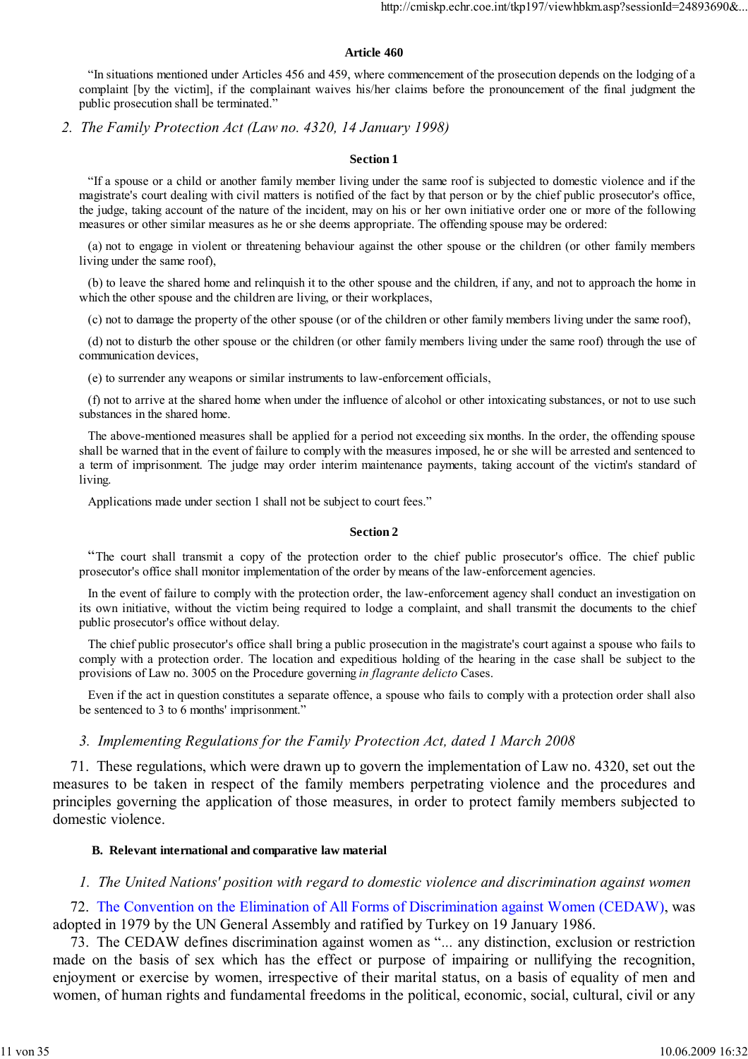#### Article 460

"In situations mentioned under Articles 456 and 459, where commencement of the prosecution depends on the lodging of a complaint [by the victim], if the complainant waives his/her claims before the pronouncement of the final judgment the public prosecution shall be terminated."

### *2. The Family Protection Act (Law no. 4320, 14 January 1998)*

#### Section 1

"If a spouse or a child or another family member living under the same roof is subjected to domestic violence and if the magistrate's court dealing with civil matters is notified of the fact by that person or by the chief public prosecutor's office, the judge, taking account of the nature of the incident, may on his or her own initiative order one or more of the following measures or other similar measures as he or she deems appropriate. The offending spouse may be ordered:

(a) not to engage in violent or threatening behaviour against the other spouse or the children (or other family members living under the same roof),

(b) to leave the shared home and relinquish it to the other spouse and the children, if any, and not to approach the home in which the other spouse and the children are living, or their workplaces,

(c) not to damage the property of the other spouse (or of the children or other family members living under the same roof),

(d) not to disturb the other spouse or the children (or other family members living under the same roof) through the use of communication devices,

(e) to surrender any weapons or similar instruments to law-enforcement officials,

(f) not to arrive at the shared home when under the influence of alcohol or other intoxicating substances, or not to use such substances in the shared home.

The above-mentioned measures shall be applied for a period not exceeding six months. In the order, the offending spouse shall be warned that in the event of failure to comply with the measures imposed, he or she will be arrested and sentenced to a term of imprisonment. The judge may order interim maintenance payments, taking account of the victim's standard of living.

Applications made under section 1 shall not be subject to court fees."

#### Section 2

"The court shall transmit a copy of the protection order to the chief public prosecutor's office. The chief public prosecutor's office shall monitor implementation of the order by means of the law-enforcement agencies.

In the event of failure to comply with the protection order, the law-enforcement agency shall conduct an investigation on its own initiative, without the victim being required to lodge a complaint, and shall transmit the documents to the chief public prosecutor's office without delay.

The chief public prosecutor's office shall bring a public prosecution in the magistrate's court against a spouse who fails to comply with a protection order. The location and expeditious holding of the hearing in the case shall be subject to the provisions of Law no. 3005 on the Procedure governing *in flagrante delicto* Cases.

Even if the act in question constitutes a separate offence, a spouse who fails to comply with a protection order shall also be sentenced to 3 to 6 months' imprisonment."

### *3. Implementing Regulations for the Family Protection Act, dated 1 March 2008*

71. These regulations, which were drawn up to govern the implementation of Law no. 4320, set out the measures to be taken in respect of the family members perpetrating violence and the procedures and principles governing the application of those measures, in order to protect family members subjected to domestic violence.

## B. Relevant international and comparative law material

### *1. The United Nations' position with regard to domestic violence and discrimination against women*

72. The Convention on the Elimination of All Forms of Discrimination against Women (CEDAW), was adopted in 1979 by the UN General Assembly and ratified by Turkey on 19 January 1986.

73. The CEDAW defines discrimination against women as "... any distinction, exclusion or restriction made on the basis of sex which has the effect or purpose of impairing or nullifying the recognition, enjoyment or exercise by women, irrespective of their marital status, on a basis of equality of men and women, of human rights and fundamental freedoms in the political, economic, social, cultural, civil or any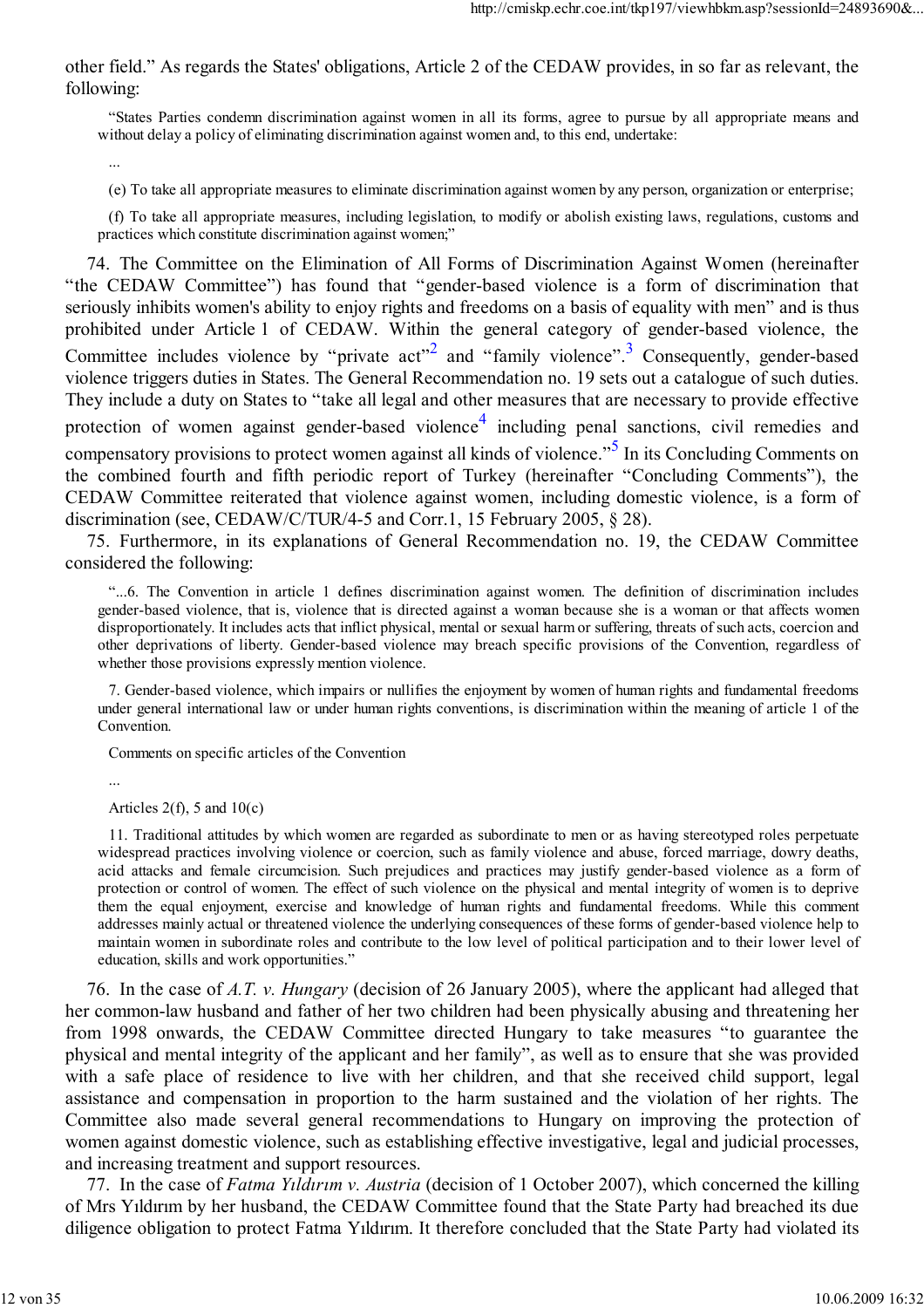other field." As regards the States' obligations, Article 2 of the CEDAW provides, in so far as relevant, the following:

> "States Parties condemn discrimination against women in all its forms, agree to pursue by all appropriate means and without delay a policy of eliminating discrimination against women and, to this end, undertake:
>
> ...
>
> (e) To take all appropriate measures to eliminate discrimination against women by any person, organization or enterprise;
>
> (f) To take all appropriate measures, including legislation, to modify or abolish existing laws, regulations, customs and practices which constitute discrimination against women;"

74. The Committee on the Elimination of All Forms of Discrimination Against Women (hereinafter "the CEDAW Committee") has found that "gender-based violence is a form of discrimination that seriously inhibits women's ability to enjoy rights and freedoms on a basis of equality with men" and is thus prohibited under Article 1 of CEDAW. Within the general category of gender-based violence, the Committee includes violence by "private act"[2] and "family violence".[3] Consequently, gender-based violence triggers duties in States. The General Recommendation no. 19 sets out a catalogue of such duties. They include a duty on States to "take all legal and other measures that are necessary to provide effective protection of women against gender-based violence[4] including penal sanctions, civil remedies and compensatory provisions to protect women against all kinds of violence."[5] In its Concluding Comments on the combined fourth and fifth periodic report of Turkey (hereinafter "Concluding Comments"), the CEDAW Committee reiterated that violence against women, including domestic violence, is a form of discrimination (see, CEDAW/C/TUR/4-5 and Corr.1, 15 February 2005, § 28).

75. Furthermore, in its explanations of General Recommendation no. 19, the CEDAW Committee considered the following:

> "...6. The Convention in article 1 defines discrimination against women. The definition of discrimination includes gender-based violence, that is, violence that is directed against a woman because she is a woman or that affects women disproportionately. It includes acts that inflict physical, mental or sexual harm or suffering, threats of such acts, coercion and other deprivations of liberty. Gender-based violence may breach specific provisions of the Convention, regardless of whether those provisions expressly mention violence.
>
> 7. Gender-based violence, which impairs or nullifies the enjoyment by women of human rights and fundamental freedoms under general international law or under human rights conventions, is discrimination within the meaning of article 1 of the Convention.
>
> Comments on specific articles of the Convention
>
> ...
>
> Articles 2(f), 5 and 10(c)
>
> 11. Traditional attitudes by which women are regarded as subordinate to men or as having stereotyped roles perpetuate widespread practices involving violence or coercion, such as family violence and abuse, forced marriage, dowry deaths, acid attacks and female circumcision. Such prejudices and practices may justify gender-based violence as a form of protection or control of women. The effect of such violence on the physical and mental integrity of women is to deprive them the equal enjoyment, exercise and knowledge of human rights and fundamental freedoms. While this comment addresses mainly actual or threatened violence the underlying consequences of these forms of gender-based violence help to maintain women in subordinate roles and contribute to the low level of political participation and to their lower level of education, skills and work opportunities."

76. In the case of *A.T. v. Hungary* (decision of 26 January 2005), where the applicant had alleged that her common-law husband and father of her two children had been physically abusing and threatening her from 1998 onwards, the CEDAW Committee directed Hungary to take measures "to guarantee the physical and mental integrity of the applicant and her family", as well as to ensure that she was provided with a safe place of residence to live with her children, and that she received child support, legal assistance and compensation in proportion to the harm sustained and the violation of her rights. The Committee also made several general recommendations to Hungary on improving the protection of women against domestic violence, such as establishing effective investigative, legal and judicial processes, and increasing treatment and support resources.

77. In the case of *Fatma Yıldırım v. Austria* (decision of 1 October 2007), which concerned the killing of Mrs Yıldırım by her husband, the CEDAW Committee found that the State Party had breached its due diligence obligation to protect Fatma Yıldırım. It therefore concluded that the State Party had violated its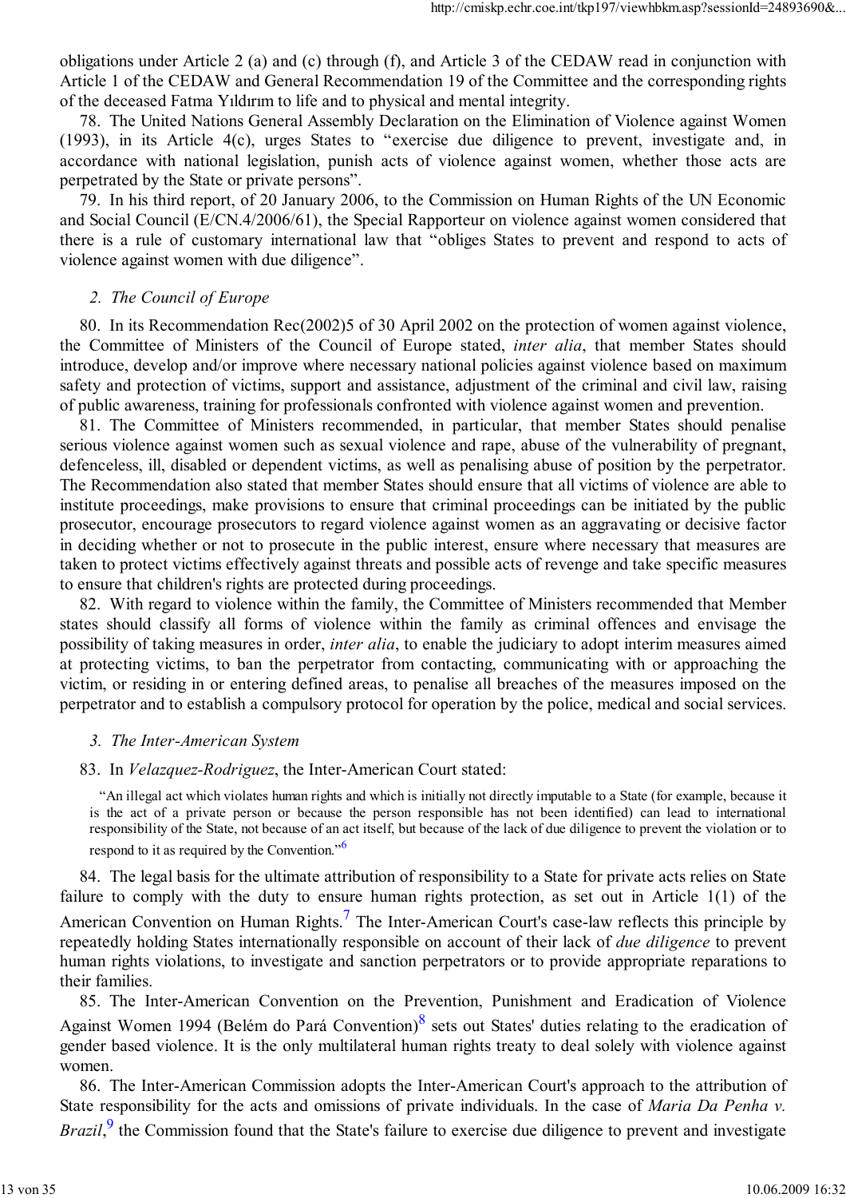obligations under Article 2 (a) and (c) through (f), and Article 3 of the CEDAW read in conjunction with Article 1 of the CEDAW and General Recommendation 19 of the Committee and the corresponding rights of the deceased Fatma Yıldırım to life and to physical and mental integrity.

78. The United Nations General Assembly Declaration on the Elimination of Violence against Women (1993), in its Article 4(c), urges States to "exercise due diligence to prevent, investigate and, in accordance with national legislation, punish acts of violence against women, whether those acts are perpetrated by the State or private persons".

79. In his third report, of 20 January 2006, to the Commission on Human Rights of the UN Economic and Social Council (E/CN.4/2006/61), the Special Rapporteur on violence against women considered that there is a rule of customary international law that "obliges States to prevent and respond to acts of violence against women with due diligence".

### 2. The Council of Europe

80. In its Recommendation Rec(2002)5 of 30 April 2002 on the protection of women against violence, the Committee of Ministers of the Council of Europe stated, *inter alia*, that member States should introduce, develop and/or improve where necessary national policies against violence based on maximum safety and protection of victims, support and assistance, adjustment of the criminal and civil law, raising of public awareness, training for professionals confronted with violence against women and prevention.

81. The Committee of Ministers recommended, in particular, that member States should penalise serious violence against women such as sexual violence and rape, abuse of the vulnerability of pregnant, defenceless, ill, disabled or dependent victims, as well as penalising abuse of position by the perpetrator. The Recommendation also stated that member States should ensure that all victims of violence are able to institute proceedings, make provisions to ensure that criminal proceedings can be initiated by the public prosecutor, encourage prosecutors to regard violence against women as an aggravating or decisive factor in deciding whether or not to prosecute in the public interest, ensure where necessary that measures are taken to protect victims effectively against threats and possible acts of revenge and take specific measures to ensure that children's rights are protected during proceedings.

82. With regard to violence within the family, the Committee of Ministers recommended that Member states should classify all forms of violence within the family as criminal offences and envisage the possibility of taking measures in order, *inter alia*, to enable the judiciary to adopt interim measures aimed at protecting victims, to ban the perpetrator from contacting, communicating with or approaching the victim, or residing in or entering defined areas, to penalise all breaches of the measures imposed on the perpetrator and to establish a compulsory protocol for operation by the police, medical and social services.

### 3. The Inter-American System

83. In *Velazquez-Rodriguez*, the Inter-American Court stated:

> "An illegal act which violates human rights and which is initially not directly imputable to a State (for example, because it is the act of a private person or because the person responsible has not been identified) can lead to international responsibility of the State, not because of an act itself, but because of the lack of due diligence to prevent the violation or to respond to it as required by the Convention."[6]

84. The legal basis for the ultimate attribution of responsibility to a State for private acts relies on State failure to comply with the duty to ensure human rights protection, as set out in Article 1(1) of the American Convention on Human Rights.[7] The Inter-American Court's case-law reflects this principle by repeatedly holding States internationally responsible on account of their lack of *due diligence* to prevent human rights violations, to investigate and sanction perpetrators or to provide appropriate reparations to their families.

85. The Inter-American Convention on the Prevention, Punishment and Eradication of Violence Against Women 1994 (Belém do Pará Convention)[8] sets out States' duties relating to the eradication of gender based violence. It is the only multilateral human rights treaty to deal solely with violence against women.

86. The Inter-American Commission adopts the Inter-American Court's approach to the attribution of State responsibility for the acts and omissions of private individuals. In the case of *Maria Da Penha v. Brazil*,[9] the Commission found that the State's failure to exercise due diligence to prevent and investigate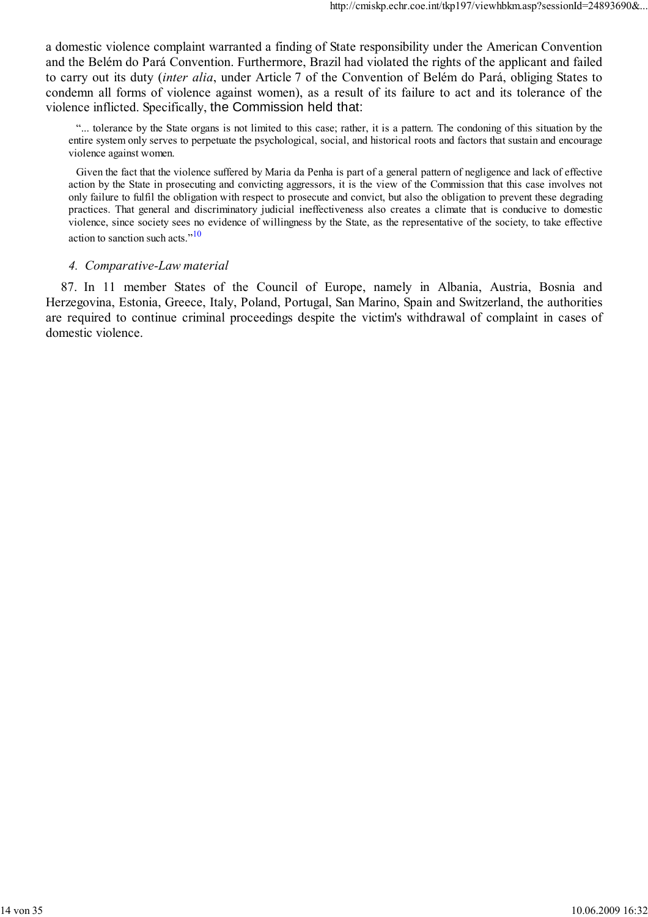a domestic violence complaint warranted a finding of State responsibility under the American Convention and the Belém do Pará Convention. Furthermore, Brazil had violated the rights of the applicant and failed to carry out its duty (*inter alia*, under Article 7 of the Convention of Belém do Pará, obliging States to condemn all forms of violence against women), as a result of its failure to act and its tolerance of the violence inflicted. Specifically, the Commission held that:

> "... tolerance by the State organs is not limited to this case; rather, it is a pattern. The condoning of this situation by the entire system only serves to perpetuate the psychological, social, and historical roots and factors that sustain and encourage violence against women.
>
> Given the fact that the violence suffered by Maria da Penha is part of a general pattern of negligence and lack of effective action by the State in prosecuting and convicting aggressors, it is the view of the Commission that this case involves not only failure to fulfil the obligation with respect to prosecute and convict, but also the obligation to prevent these degrading practices. That general and discriminatory judicial ineffectiveness also creates a climate that is conducive to domestic violence, since society sees no evidence of willingness by the State, as the representative of the society, to take effective action to sanction such acts."[10]

### 4. *Comparative-Law material*

87. In 11 member States of the Council of Europe, namely in Albania, Austria, Bosnia and Herzegovina, Estonia, Greece, Italy, Poland, Portugal, San Marino, Spain and Switzerland, the authorities are required to continue criminal proceedings despite the victim's withdrawal of complaint in cases of domestic violence.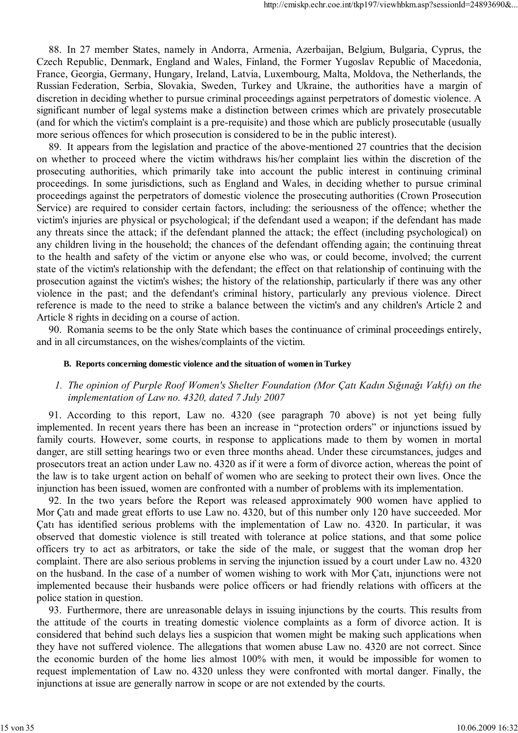88. In 27 member States, namely in Andorra, Armenia, Azerbaijan, Belgium, Bulgaria, Cyprus, the Czech Republic, Denmark, England and Wales, Finland, the Former Yugoslav Republic of Macedonia, France, Georgia, Germany, Hungary, Ireland, Latvia, Luxembourg, Malta, Moldova, the Netherlands, the Russian Federation, Serbia, Slovakia, Sweden, Turkey and Ukraine, the authorities have a margin of discretion in deciding whether to pursue criminal proceedings against perpetrators of domestic violence. A significant number of legal systems make a distinction between crimes which are privately prosecutable (and for which the victim's complaint is a pre-requisite) and those which are publicly prosecutable (usually more serious offences for which prosecution is considered to be in the public interest).

89. It appears from the legislation and practice of the above-mentioned 27 countries that the decision on whether to proceed where the victim withdraws his/her complaint lies within the discretion of the prosecuting authorities, which primarily take into account the public interest in continuing criminal proceedings. In some jurisdictions, such as England and Wales, in deciding whether to pursue criminal proceedings against the perpetrators of domestic violence the prosecuting authorities (Crown Prosecution Service) are required to consider certain factors, including: the seriousness of the offence; whether the victim's injuries are physical or psychological; if the defendant used a weapon; if the defendant has made any threats since the attack; if the defendant planned the attack; the effect (including psychological) on any children living in the household; the chances of the defendant offending again; the continuing threat to the health and safety of the victim or anyone else who was, or could become, involved; the current state of the victim's relationship with the defendant; the effect on that relationship of continuing with the prosecution against the victim's wishes; the history of the relationship, particularly if there was any other violence in the past; and the defendant's criminal history, particularly any previous violence. Direct reference is made to the need to strike a balance between the victim's and any children's Article 2 and Article 8 rights in deciding on a course of action.

90. Romania seems to be the only State which bases the continuance of criminal proceedings entirely, and in all circumstances, on the wishes/complaints of the victim.

### B. Reports concerning domestic violence and the situation of women in Turkey

#### *1. The opinion of Purple Roof Women's Shelter Foundation (Mor Çatı Kadın Sığınağı Vakfı) on the implementation of Law no. 4320, dated 7 July 2007*

91. According to this report, Law no. 4320 (see paragraph 70 above) is not yet being fully implemented. In recent years there has been an increase in "protection orders" or injunctions issued by family courts. However, some courts, in response to applications made to them by women in mortal danger, are still setting hearings two or even three months ahead. Under these circumstances, judges and prosecutors treat an action under Law no. 4320 as if it were a form of divorce action, whereas the point of the law is to take urgent action on behalf of women who are seeking to protect their own lives. Once the injunction has been issued, women are confronted with a number of problems with its implementation.

92. In the two years before the Report was released approximately 900 women have applied to Mor Çatı and made great efforts to use Law no. 4320, but of this number only 120 have succeeded. Mor Çatı has identified serious problems with the implementation of Law no. 4320. In particular, it was observed that domestic violence is still treated with tolerance at police stations, and that some police officers try to act as arbitrators, or take the side of the male, or suggest that the woman drop her complaint. There are also serious problems in serving the injunction issued by a court under Law no. 4320 on the husband. In the case of a number of women wishing to work with Mor Çatı, injunctions were not implemented because their husbands were police officers or had friendly relations with officers at the police station in question.

93. Furthermore, there are unreasonable delays in issuing injunctions by the courts. This results from the attitude of the courts in treating domestic violence complaints as a form of divorce action. It is considered that behind such delays lies a suspicion that women might be making such applications when they have not suffered violence. The allegations that women abuse Law no. 4320 are not correct. Since the economic burden of the home lies almost 100% with men, it would be impossible for women to request implementation of Law no. 4320 unless they were confronted with mortal danger. Finally, the injunctions at issue are generally narrow in scope or are not extended by the courts.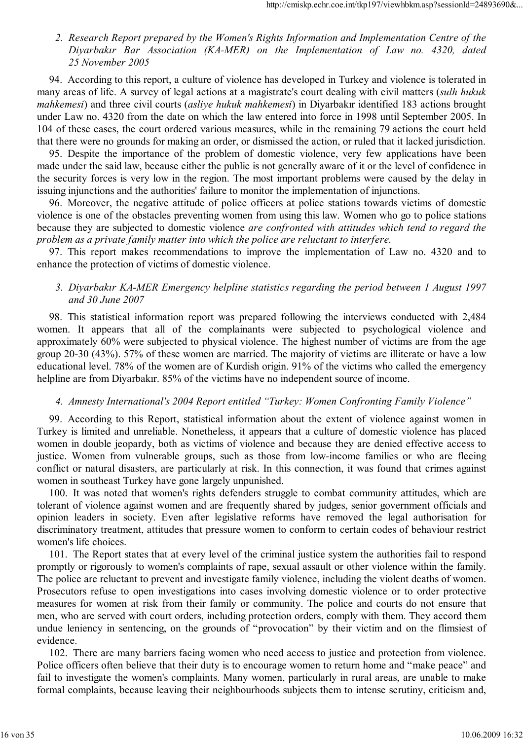### 2. *Research Report prepared by the Women's Rights Information and Implementation Centre of the Diyarbakır Bar Association (KA-MER) on the Implementation of Law no. 4320, dated 25 November 2005*

94. According to this report, a culture of violence has developed in Turkey and violence is tolerated in many areas of life. A survey of legal actions at a magistrate's court dealing with civil matters (*sulh hukuk mahkemesi*) and three civil courts (*asliye hukuk mahkemesi*) in Diyarbakır identified 183 actions brought under Law no. 4320 from the date on which the law entered into force in 1998 until September 2005. In 104 of these cases, the court ordered various measures, while in the remaining 79 actions the court held that there were no grounds for making an order, or dismissed the action, or ruled that it lacked jurisdiction.

95. Despite the importance of the problem of domestic violence, very few applications have been made under the said law, because either the public is not generally aware of it or the level of confidence in the security forces is very low in the region. The most important problems were caused by the delay in issuing injunctions and the authorities' failure to monitor the implementation of injunctions.

96. Moreover, the negative attitude of police officers at police stations towards victims of domestic violence is one of the obstacles preventing women from using this law. Women who go to police stations because they are subjected to domestic violence *are confronted with attitudes which tend to regard the problem as a private family matter into which the police are reluctant to interfere.*

97. This report makes recommendations to improve the implementation of Law no. 4320 and to enhance the protection of victims of domestic violence.

### 3. *Diyarbakır KA-MER Emergency helpline statistics regarding the period between 1 August 1997 and 30 June 2007*

98. This statistical information report was prepared following the interviews conducted with 2,484 women. It appears that all of the complainants were subjected to psychological violence and approximately 60% were subjected to physical violence. The highest number of victims are from the age group 20-30 (43%). 57% of these women are married. The majority of victims are illiterate or have a low educational level. 78% of the women are of Kurdish origin. 91% of the victims who called the emergency helpline are from Diyarbakır. 85% of the victims have no independent source of income.

### 4. *Amnesty International's 2004 Report entitled "Turkey: Women Confronting Family Violence"*

99. According to this Report, statistical information about the extent of violence against women in Turkey is limited and unreliable. Nonetheless, it appears that a culture of domestic violence has placed women in double jeopardy, both as victims of violence and because they are denied effective access to justice. Women from vulnerable groups, such as those from low-income families or who are fleeing conflict or natural disasters, are particularly at risk. In this connection, it was found that crimes against women in southeast Turkey have gone largely unpunished.

100. It was noted that women's rights defenders struggle to combat community attitudes, which are tolerant of violence against women and are frequently shared by judges, senior government officials and opinion leaders in society. Even after legislative reforms have removed the legal authorisation for discriminatory treatment, attitudes that pressure women to conform to certain codes of behaviour restrict women's life choices.

101. The Report states that at every level of the criminal justice system the authorities fail to respond promptly or rigorously to women's complaints of rape, sexual assault or other violence within the family. The police are reluctant to prevent and investigate family violence, including the violent deaths of women. Prosecutors refuse to open investigations into cases involving domestic violence or to order protective measures for women at risk from their family or community. The police and courts do not ensure that men, who are served with court orders, including protection orders, comply with them. They accord them undue leniency in sentencing, on the grounds of "provocation" by their victim and on the flimsiest of evidence.

102. There are many barriers facing women who need access to justice and protection from violence. Police officers often believe that their duty is to encourage women to return home and "make peace" and fail to investigate the women's complaints. Many women, particularly in rural areas, are unable to make formal complaints, because leaving their neighbourhoods subjects them to intense scrutiny, criticism and,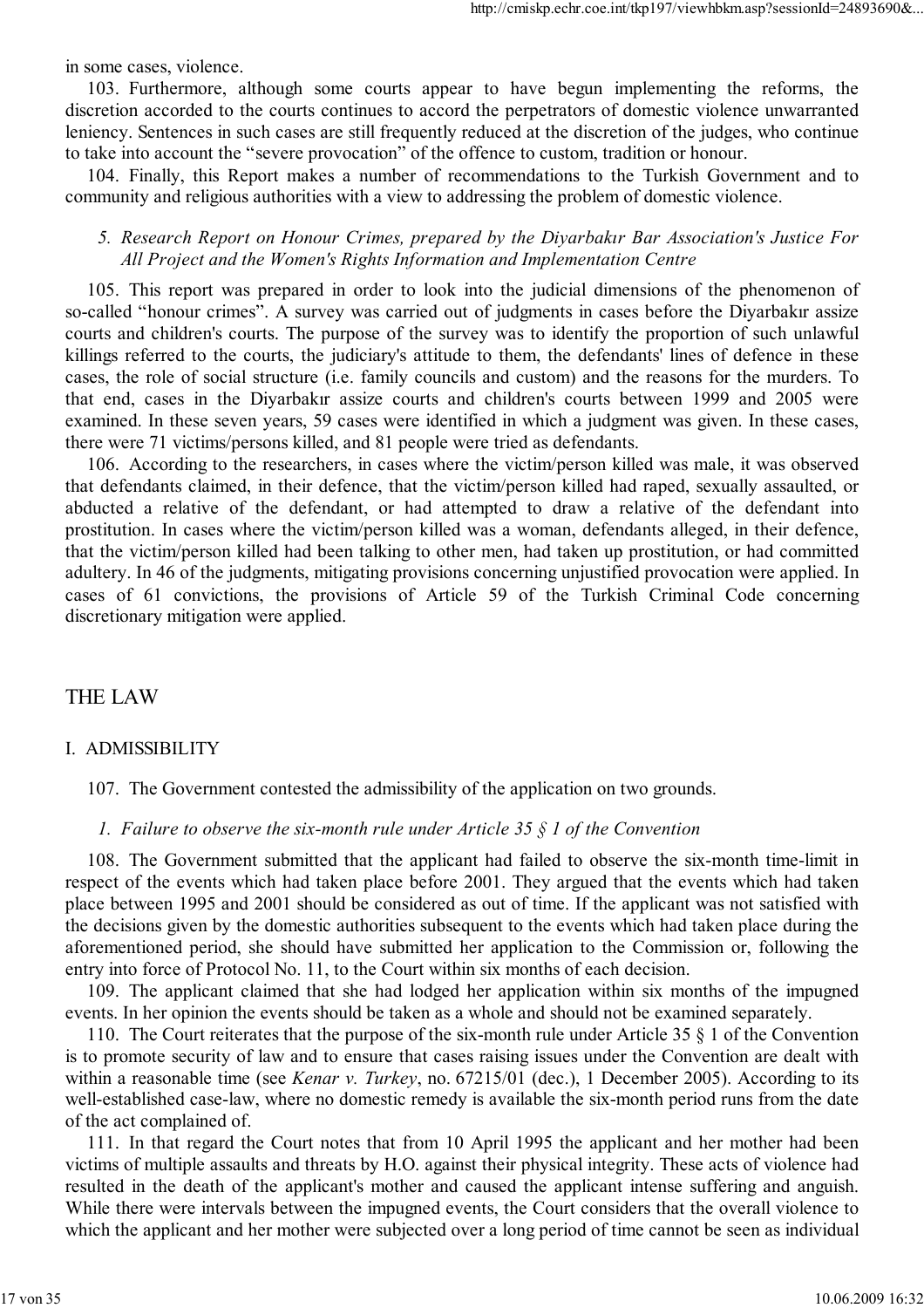in some cases, violence.

103. Furthermore, although some courts appear to have begun implementing the reforms, the discretion accorded to the courts continues to accord the perpetrators of domestic violence unwarranted leniency. Sentences in such cases are still frequently reduced at the discretion of the judges, who continue to take into account the "severe provocation" of the offence to custom, tradition or honour.

104. Finally, this Report makes a number of recommendations to the Turkish Government and to community and religious authorities with a view to addressing the problem of domestic violence.

*5. Research Report on Honour Crimes, prepared by the Diyarbakır Bar Association's Justice For All Project and the Women's Rights Information and Implementation Centre*

105. This report was prepared in order to look into the judicial dimensions of the phenomenon of so-called "honour crimes". A survey was carried out of judgments in cases before the Diyarbakır assize courts and children's courts. The purpose of the survey was to identify the proportion of such unlawful killings referred to the courts, the judiciary's attitude to them, the defendants' lines of defence in these cases, the role of social structure (i.e. family councils and custom) and the reasons for the murders. To that end, cases in the Diyarbakır assize courts and children's courts between 1999 and 2005 were examined. In these seven years, 59 cases were identified in which a judgment was given. In these cases, there were 71 victims/persons killed, and 81 people were tried as defendants.

106. According to the researchers, in cases where the victim/person killed was male, it was observed that defendants claimed, in their defence, that the victim/person killed had raped, sexually assaulted, or abducted a relative of the defendant, or had attempted to draw a relative of the defendant into prostitution. In cases where the victim/person killed was a woman, defendants alleged, in their defence, that the victim/person killed had been talking to other men, had taken up prostitution, or had committed adultery. In 46 of the judgments, mitigating provisions concerning unjustified provocation were applied. In cases of 61 convictions, the provisions of Article 59 of the Turkish Criminal Code concerning discretionary mitigation were applied.

## THE LAW

### I. ADMISSIBILITY

107. The Government contested the admissibility of the application on two grounds.

*1. Failure to observe the six-month rule under Article 35 § 1 of the Convention*

108. The Government submitted that the applicant had failed to observe the six-month time-limit in respect of the events which had taken place before 2001. They argued that the events which had taken place between 1995 and 2001 should be considered as out of time. If the applicant was not satisfied with the decisions given by the domestic authorities subsequent to the events which had taken place during the aforementioned period, she should have submitted her application to the Commission or, following the entry into force of Protocol No. 11, to the Court within six months of each decision.

109. The applicant claimed that she had lodged her application within six months of the impugned events. In her opinion the events should be taken as a whole and should not be examined separately.

110. The Court reiterates that the purpose of the six-month rule under Article 35 § 1 of the Convention is to promote security of law and to ensure that cases raising issues under the Convention are dealt with within a reasonable time (see *Kenar v. Turkey*, no. 67215/01 (dec.), 1 December 2005). According to its well-established case-law, where no domestic remedy is available the six-month period runs from the date of the act complained of.

111. In that regard the Court notes that from 10 April 1995 the applicant and her mother had been victims of multiple assaults and threats by H.O. against their physical integrity. These acts of violence had resulted in the death of the applicant's mother and caused the applicant intense suffering and anguish. While there were intervals between the impugned events, the Court considers that the overall violence to which the applicant and her mother were subjected over a long period of time cannot be seen as individual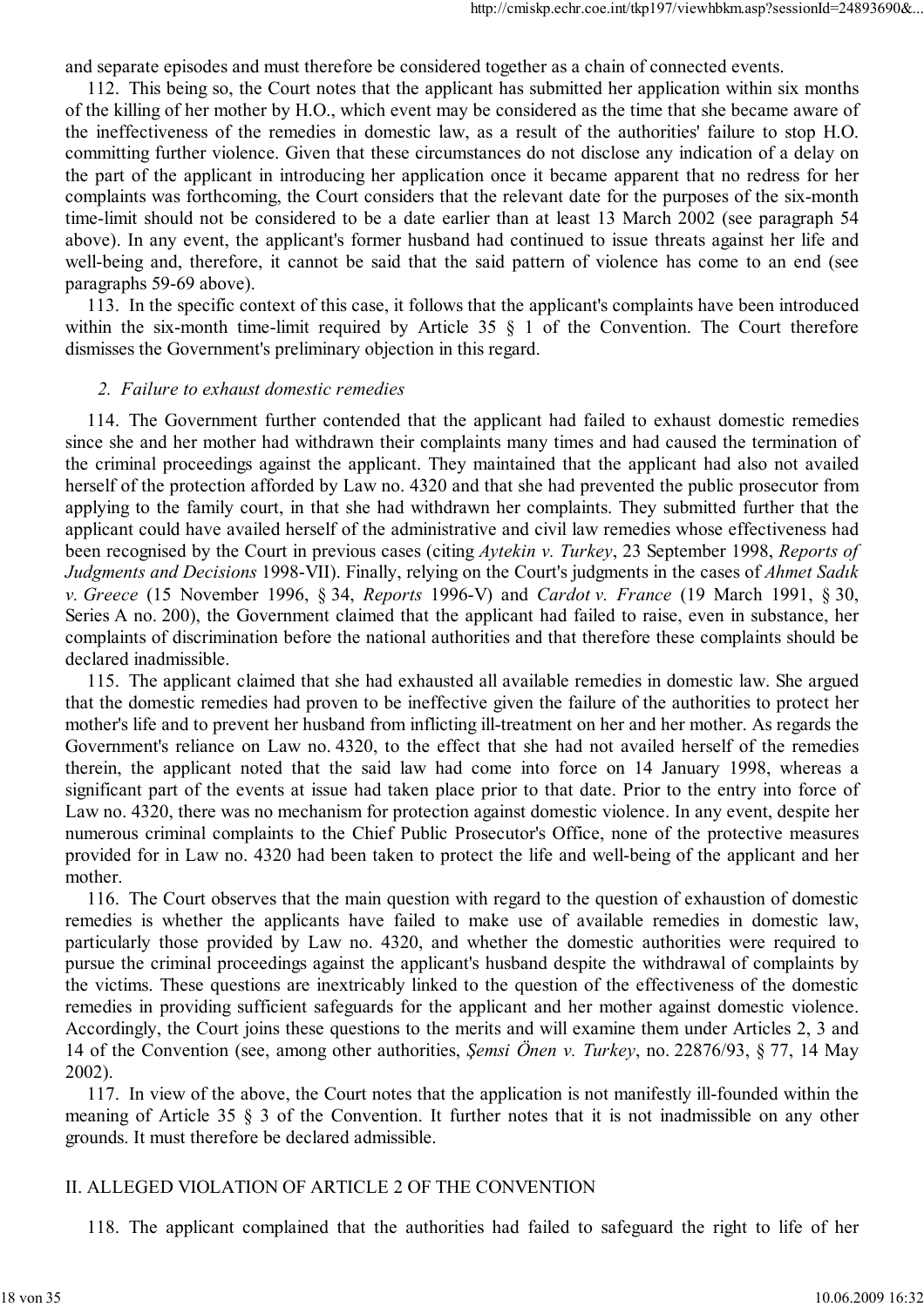and separate episodes and must therefore be considered together as a chain of connected events.

112. This being so, the Court notes that the applicant has submitted her application within six months of the killing of her mother by H.O., which event may be considered as the time that she became aware of the ineffectiveness of the remedies in domestic law, as a result of the authorities' failure to stop H.O. committing further violence. Given that these circumstances do not disclose any indication of a delay on the part of the applicant in introducing her application once it became apparent that no redress for her complaints was forthcoming, the Court considers that the relevant date for the purposes of the six-month time-limit should not be considered to be a date earlier than at least 13 March 2002 (see paragraph 54 above). In any event, the applicant's former husband had continued to issue threats against her life and well-being and, therefore, it cannot be said that the said pattern of violence has come to an end (see paragraphs 59-69 above).

113. In the specific context of this case, it follows that the applicant's complaints have been introduced within the six-month time-limit required by Article 35 § 1 of the Convention. The Court therefore dismisses the Government's preliminary objection in this regard.

### *2. Failure to exhaust domestic remedies*

114. The Government further contended that the applicant had failed to exhaust domestic remedies since she and her mother had withdrawn their complaints many times and had caused the termination of the criminal proceedings against the applicant. They maintained that the applicant had also not availed herself of the protection afforded by Law no. 4320 and that she had prevented the public prosecutor from applying to the family court, in that she had withdrawn her complaints. They submitted further that the applicant could have availed herself of the administrative and civil law remedies whose effectiveness had been recognised by the Court in previous cases (citing *Aytekin v. Turkey*, 23 September 1998, *Reports of Judgments and Decisions* 1998-VII). Finally, relying on the Court's judgments in the cases of *Ahmet Sadık v. Greece* (15 November 1996, § 34, *Reports* 1996-V) and *Cardot v. France* (19 March 1991, § 30, Series A no. 200), the Government claimed that the applicant had failed to raise, even in substance, her complaints of discrimination before the national authorities and that therefore these complaints should be declared inadmissible.

115. The applicant claimed that she had exhausted all available remedies in domestic law. She argued that the domestic remedies had proven to be ineffective given the failure of the authorities to protect her mother's life and to prevent her husband from inflicting ill-treatment on her and her mother. As regards the Government's reliance on Law no. 4320, to the effect that she had not availed herself of the remedies therein, the applicant noted that the said law had come into force on 14 January 1998, whereas a significant part of the events at issue had taken place prior to that date. Prior to the entry into force of Law no. 4320, there was no mechanism for protection against domestic violence. In any event, despite her numerous criminal complaints to the Chief Public Prosecutor's Office, none of the protective measures provided for in Law no. 4320 had been taken to protect the life and well-being of the applicant and her mother.

116. The Court observes that the main question with regard to the question of exhaustion of domestic remedies is whether the applicants have failed to make use of available remedies in domestic law, particularly those provided by Law no. 4320, and whether the domestic authorities were required to pursue the criminal proceedings against the applicant's husband despite the withdrawal of complaints by the victims. These questions are inextricably linked to the question of the effectiveness of the domestic remedies in providing sufficient safeguards for the applicant and her mother against domestic violence. Accordingly, the Court joins these questions to the merits and will examine them under Articles 2, 3 and 14 of the Convention (see, among other authorities, *Şemsi Önen v. Turkey*, no. 22876/93, § 77, 14 May 2002).

117. In view of the above, the Court notes that the application is not manifestly ill-founded within the meaning of Article 35 § 3 of the Convention. It further notes that it is not inadmissible on any other grounds. It must therefore be declared admissible.

## II. ALLEGED VIOLATION OF ARTICLE 2 OF THE CONVENTION

118. The applicant complained that the authorities had failed to safeguard the right to life of her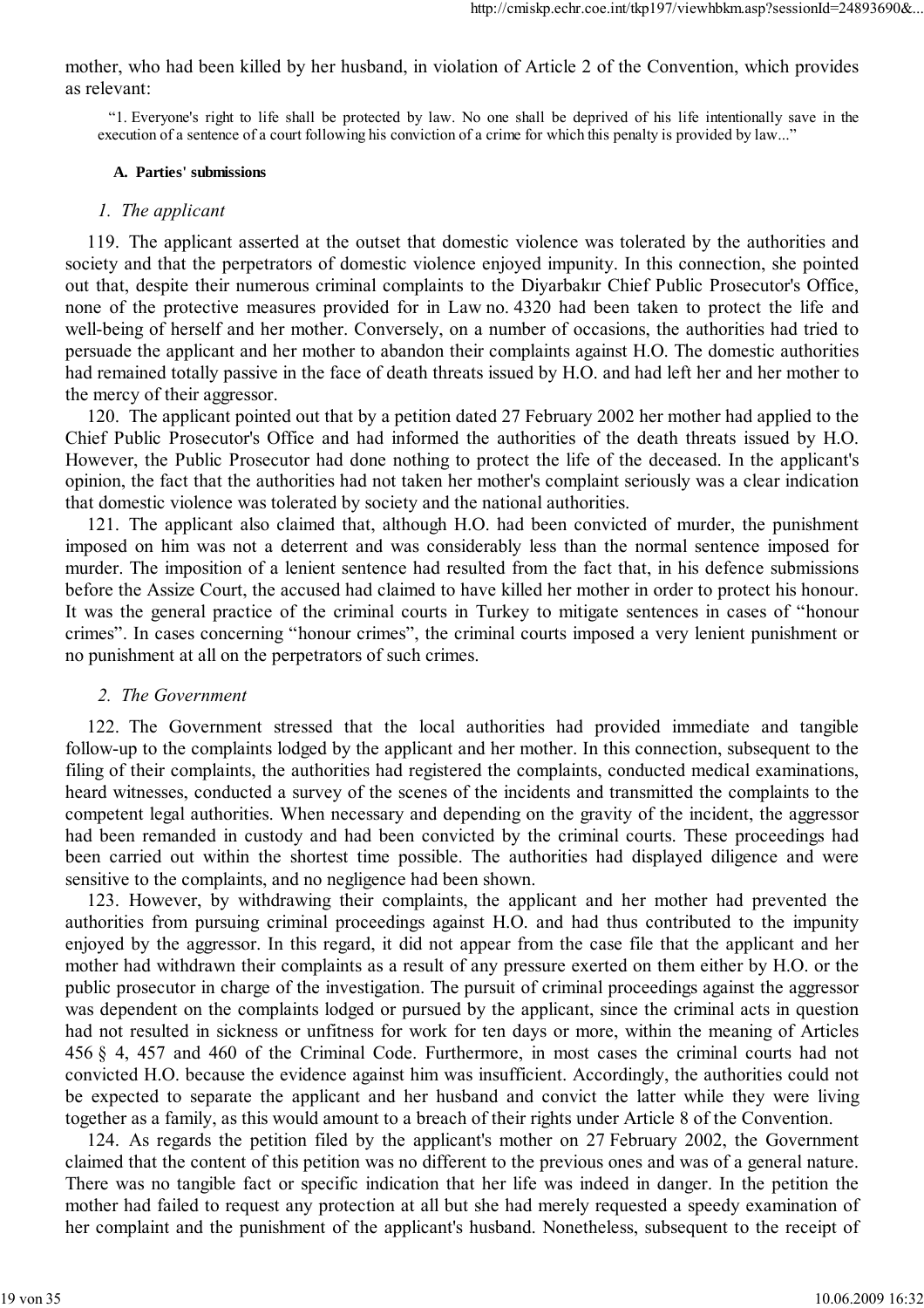mother, who had been killed by her husband, in violation of Article 2 of the Convention, which provides as relevant:

> "1. Everyone's right to life shall be protected by law. No one shall be deprived of his life intentionally save in the execution of a sentence of a court following his conviction of a crime for which this penalty is provided by law..."

#### A. Parties' submissions

##### *1. The applicant*

119. The applicant asserted at the outset that domestic violence was tolerated by the authorities and society and that the perpetrators of domestic violence enjoyed impunity. In this connection, she pointed out that, despite their numerous criminal complaints to the Diyarbakır Chief Public Prosecutor's Office, none of the protective measures provided for in Law no. 4320 had been taken to protect the life and well-being of herself and her mother. Conversely, on a number of occasions, the authorities had tried to persuade the applicant and her mother to abandon their complaints against H.O. The domestic authorities had remained totally passive in the face of death threats issued by H.O. and had left her and her mother to the mercy of their aggressor.

120. The applicant pointed out that by a petition dated 27 February 2002 her mother had applied to the Chief Public Prosecutor's Office and had informed the authorities of the death threats issued by H.O. However, the Public Prosecutor had done nothing to protect the life of the deceased. In the applicant's opinion, the fact that the authorities had not taken her mother's complaint seriously was a clear indication that domestic violence was tolerated by society and the national authorities.

121. The applicant also claimed that, although H.O. had been convicted of murder, the punishment imposed on him was not a deterrent and was considerably less than the normal sentence imposed for murder. The imposition of a lenient sentence had resulted from the fact that, in his defence submissions before the Assize Court, the accused had claimed to have killed her mother in order to protect his honour. It was the general practice of the criminal courts in Turkey to mitigate sentences in cases of "honour crimes". In cases concerning "honour crimes", the criminal courts imposed a very lenient punishment or no punishment at all on the perpetrators of such crimes.

##### *2. The Government*

122. The Government stressed that the local authorities had provided immediate and tangible follow-up to the complaints lodged by the applicant and her mother. In this connection, subsequent to the filing of their complaints, the authorities had registered the complaints, conducted medical examinations, heard witnesses, conducted a survey of the scenes of the incidents and transmitted the complaints to the competent legal authorities. When necessary and depending on the gravity of the incident, the aggressor had been remanded in custody and had been convicted by the criminal courts. These proceedings had been carried out within the shortest time possible. The authorities had displayed diligence and were sensitive to the complaints, and no negligence had been shown.

123. However, by withdrawing their complaints, the applicant and her mother had prevented the authorities from pursuing criminal proceedings against H.O. and had thus contributed to the impunity enjoyed by the aggressor. In this regard, it did not appear from the case file that the applicant and her mother had withdrawn their complaints as a result of any pressure exerted on them either by H.O. or the public prosecutor in charge of the investigation. The pursuit of criminal proceedings against the aggressor was dependent on the complaints lodged or pursued by the applicant, since the criminal acts in question had not resulted in sickness or unfitness for work for ten days or more, within the meaning of Articles 456 § 4, 457 and 460 of the Criminal Code. Furthermore, in most cases the criminal courts had not convicted H.O. because the evidence against him was insufficient. Accordingly, the authorities could not be expected to separate the applicant and her husband and convict the latter while they were living together as a family, as this would amount to a breach of their rights under Article 8 of the Convention.

124. As regards the petition filed by the applicant's mother on 27 February 2002, the Government claimed that the content of this petition was no different to the previous ones and was of a general nature. There was no tangible fact or specific indication that her life was indeed in danger. In the petition the mother had failed to request any protection at all but she had merely requested a speedy examination of her complaint and the punishment of the applicant's husband. Nonetheless, subsequent to the receipt of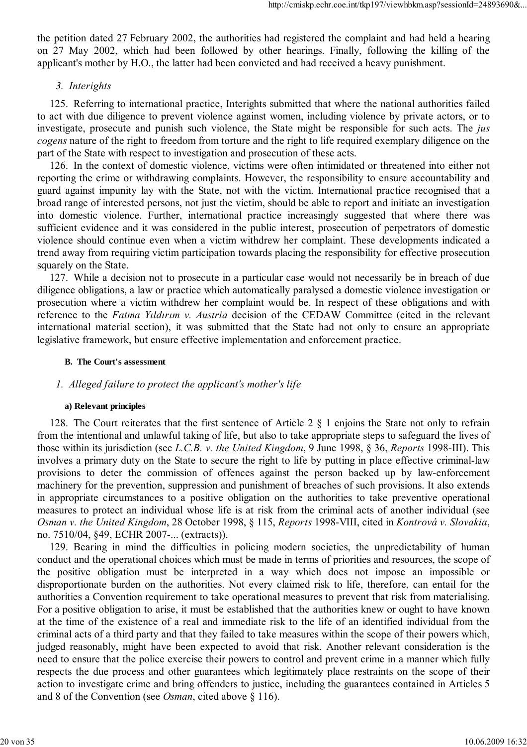the petition dated 27 February 2002, the authorities had registered the complaint and had held a hearing on 27 May 2002, which had been followed by other hearings. Finally, following the killing of the applicant's mother by H.O., the latter had been convicted and had received a heavy punishment.

### *3. Interights*

125. Referring to international practice, Interights submitted that where the national authorities failed to act with due diligence to prevent violence against women, including violence by private actors, or to investigate, prosecute and punish such violence, the State might be responsible for such acts. The *jus cogens* nature of the right to freedom from torture and the right to life required exemplary diligence on the part of the State with respect to investigation and prosecution of these acts.

126. In the context of domestic violence, victims were often intimidated or threatened into either not reporting the crime or withdrawing complaints. However, the responsibility to ensure accountability and guard against impunity lay with the State, not with the victim. International practice recognised that a broad range of interested persons, not just the victim, should be able to report and initiate an investigation into domestic violence. Further, international practice increasingly suggested that where there was sufficient evidence and it was considered in the public interest, prosecution of perpetrators of domestic violence should continue even when a victim withdrew her complaint. These developments indicated a trend away from requiring victim participation towards placing the responsibility for effective prosecution squarely on the State.

127. While a decision not to prosecute in a particular case would not necessarily be in breach of due diligence obligations, a law or practice which automatically paralysed a domestic violence investigation or prosecution where a victim withdrew her complaint would be. In respect of these obligations and with reference to the *Fatma Yıldırım v. Austria* decision of the CEDAW Committee (cited in the relevant international material section), it was submitted that the State had not only to ensure an appropriate legislative framework, but ensure effective implementation and enforcement practice.

## B. The Court's assessment

### *1. Alleged failure to protect the applicant's mother's life*

#### a) Relevant principles

128. The Court reiterates that the first sentence of Article 2 § 1 enjoins the State not only to refrain from the intentional and unlawful taking of life, but also to take appropriate steps to safeguard the lives of those within its jurisdiction (see *L.C.B. v. the United Kingdom*, 9 June 1998, § 36, *Reports* 1998-III). This involves a primary duty on the State to secure the right to life by putting in place effective criminal-law provisions to deter the commission of offences against the person backed up by law-enforcement machinery for the prevention, suppression and punishment of breaches of such provisions. It also extends in appropriate circumstances to a positive obligation on the authorities to take preventive operational measures to protect an individual whose life is at risk from the criminal acts of another individual (see *Osman v. the United Kingdom*, 28 October 1998, § 115, *Reports* 1998-VIII, cited in *Kontrová v. Slovakia*, no. 7510/04, §49, ECHR 2007-... (extracts)).

129. Bearing in mind the difficulties in policing modern societies, the unpredictability of human conduct and the operational choices which must be made in terms of priorities and resources, the scope of the positive obligation must be interpreted in a way which does not impose an impossible or disproportionate burden on the authorities. Not every claimed risk to life, therefore, can entail for the authorities a Convention requirement to take operational measures to prevent that risk from materialising. For a positive obligation to arise, it must be established that the authorities knew or ought to have known at the time of the existence of a real and immediate risk to the life of an identified individual from the criminal acts of a third party and that they failed to take measures within the scope of their powers which, judged reasonably, might have been expected to avoid that risk. Another relevant consideration is the need to ensure that the police exercise their powers to control and prevent crime in a manner which fully respects the due process and other guarantees which legitimately place restraints on the scope of their action to investigate crime and bring offenders to justice, including the guarantees contained in Articles 5 and 8 of the Convention (see *Osman*, cited above § 116).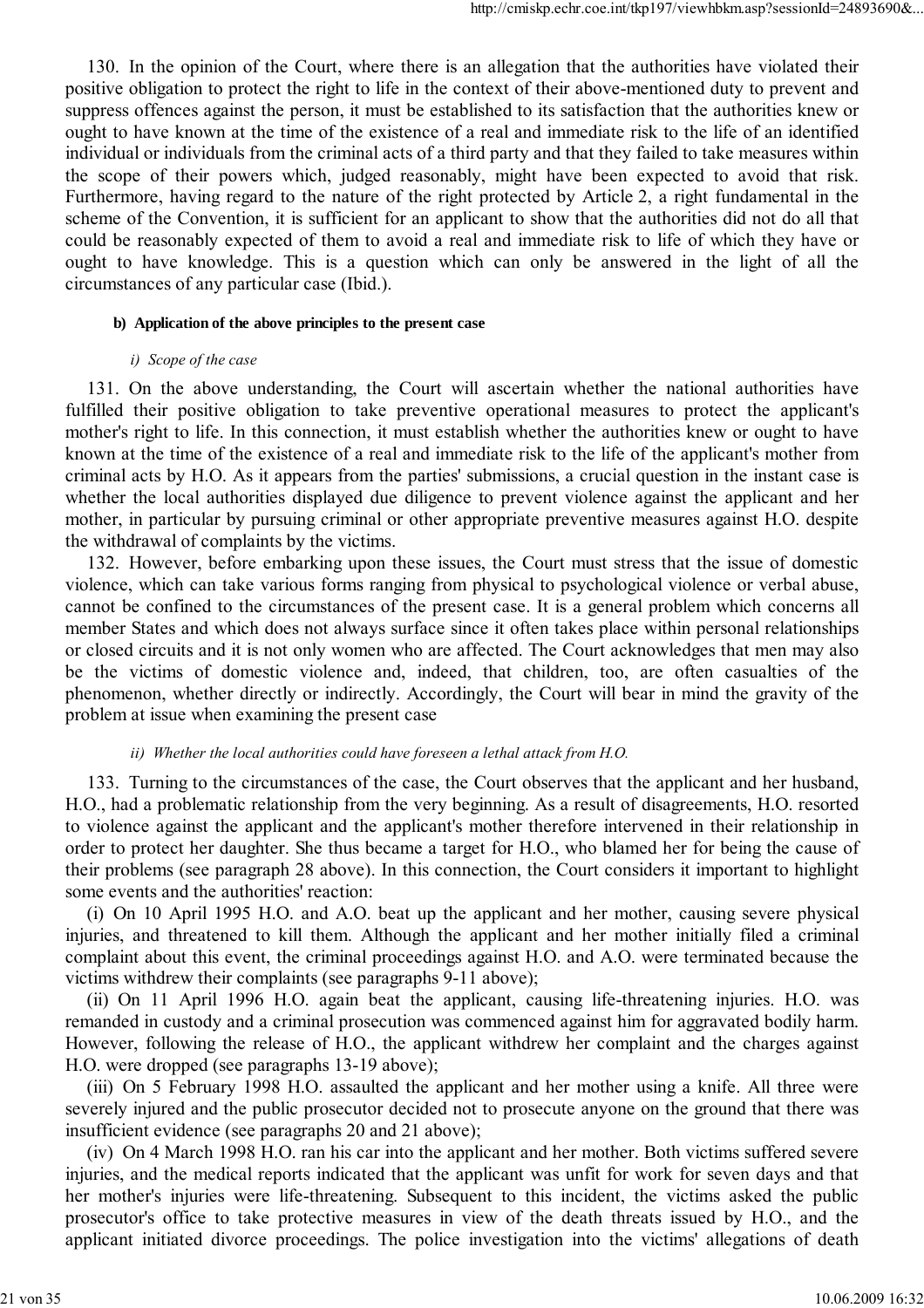130. In the opinion of the Court, where there is an allegation that the authorities have violated their positive obligation to protect the right to life in the context of their above-mentioned duty to prevent and suppress offences against the person, it must be established to its satisfaction that the authorities knew or ought to have known at the time of the existence of a real and immediate risk to the life of an identified individual or individuals from the criminal acts of a third party and that they failed to take measures within the scope of their powers which, judged reasonably, might have been expected to avoid that risk. Furthermore, having regard to the nature of the right protected by Article 2, a right fundamental in the scheme of the Convention, it is sufficient for an applicant to show that the authorities did not do all that could be reasonably expected of them to avoid a real and immediate risk to life of which they have or ought to have knowledge. This is a question which can only be answered in the light of all the circumstances of any particular case (Ibid.).

**b) Application of the above principles to the present case**

*i) Scope of the case*

131. On the above understanding, the Court will ascertain whether the national authorities have fulfilled their positive obligation to take preventive operational measures to protect the applicant's mother's right to life. In this connection, it must establish whether the authorities knew or ought to have known at the time of the existence of a real and immediate risk to the life of the applicant's mother from criminal acts by H.O. As it appears from the parties' submissions, a crucial question in the instant case is whether the local authorities displayed due diligence to prevent violence against the applicant and her mother, in particular by pursuing criminal or other appropriate preventive measures against H.O. despite the withdrawal of complaints by the victims.

132. However, before embarking upon these issues, the Court must stress that the issue of domestic violence, which can take various forms ranging from physical to psychological violence or verbal abuse, cannot be confined to the circumstances of the present case. It is a general problem which concerns all member States and which does not always surface since it often takes place within personal relationships or closed circuits and it is not only women who are affected. The Court acknowledges that men may also be the victims of domestic violence and, indeed, that children, too, are often casualties of the phenomenon, whether directly or indirectly. Accordingly, the Court will bear in mind the gravity of the problem at issue when examining the present case

*ii) Whether the local authorities could have foreseen a lethal attack from H.O.*

133. Turning to the circumstances of the case, the Court observes that the applicant and her husband, H.O., had a problematic relationship from the very beginning. As a result of disagreements, H.O. resorted to violence against the applicant and the applicant's mother therefore intervened in their relationship in order to protect her daughter. She thus became a target for H.O., who blamed her for being the cause of their problems (see paragraph 28 above). In this connection, the Court considers it important to highlight some events and the authorities' reaction:

(i) On 10 April 1995 H.O. and A.O. beat up the applicant and her mother, causing severe physical injuries, and threatened to kill them. Although the applicant and her mother initially filed a criminal complaint about this event, the criminal proceedings against H.O. and A.O. were terminated because the victims withdrew their complaints (see paragraphs 9-11 above);

(ii) On 11 April 1996 H.O. again beat the applicant, causing life-threatening injuries. H.O. was remanded in custody and a criminal prosecution was commenced against him for aggravated bodily harm. However, following the release of H.O., the applicant withdrew her complaint and the charges against H.O. were dropped (see paragraphs 13-19 above);

(iii) On 5 February 1998 H.O. assaulted the applicant and her mother using a knife. All three were severely injured and the public prosecutor decided not to prosecute anyone on the ground that there was insufficient evidence (see paragraphs 20 and 21 above);

(iv) On 4 March 1998 H.O. ran his car into the applicant and her mother. Both victims suffered severe injuries, and the medical reports indicated that the applicant was unfit for work for seven days and that her mother's injuries were life-threatening. Subsequent to this incident, the victims asked the public prosecutor's office to take protective measures in view of the death threats issued by H.O., and the applicant initiated divorce proceedings. The police investigation into the victims' allegations of death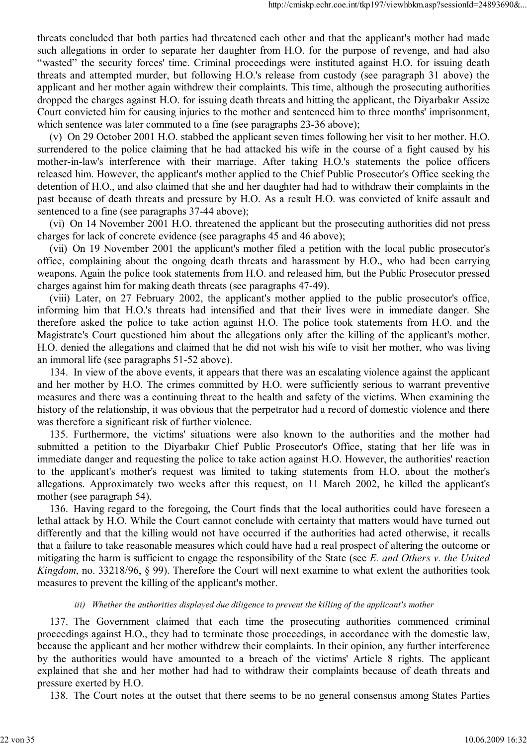threats concluded that both parties had threatened each other and that the applicant's mother had made such allegations in order to separate her daughter from H.O. for the purpose of revenge, and had also "wasted" the security forces' time. Criminal proceedings were instituted against H.O. for issuing death threats and attempted murder, but following H.O.'s release from custody (see paragraph 31 above) the applicant and her mother again withdrew their complaints. This time, although the prosecuting authorities dropped the charges against H.O. for issuing death threats and hitting the applicant, the Diyarbakır Assize Court convicted him for causing injuries to the mother and sentenced him to three months' imprisonment, which sentence was later commuted to a fine (see paragraphs 23-36 above);

(v) On 29 October 2001 H.O. stabbed the applicant seven times following her visit to her mother. H.O. surrendered to the police claiming that he had attacked his wife in the course of a fight caused by his mother-in-law's interference with their marriage. After taking H.O.'s statements the police officers released him. However, the applicant's mother applied to the Chief Public Prosecutor's Office seeking the detention of H.O., and also claimed that she and her daughter had had to withdraw their complaints in the past because of death threats and pressure by H.O. As a result H.O. was convicted of knife assault and sentenced to a fine (see paragraphs 37-44 above);

(vi) On 14 November 2001 H.O. threatened the applicant but the prosecuting authorities did not press charges for lack of concrete evidence (see paragraphs 45 and 46 above);

(vii) On 19 November 2001 the applicant's mother filed a petition with the local public prosecutor's office, complaining about the ongoing death threats and harassment by H.O., who had been carrying weapons. Again the police took statements from H.O. and released him, but the Public Prosecutor pressed charges against him for making death threats (see paragraphs 47-49).

(viii) Later, on 27 February 2002, the applicant's mother applied to the public prosecutor's office, informing him that H.O.'s threats had intensified and that their lives were in immediate danger. She therefore asked the police to take action against H.O. The police took statements from H.O. and the Magistrate's Court questioned him about the allegations only after the killing of the applicant's mother. H.O. denied the allegations and claimed that he did not wish his wife to visit her mother, who was living an immoral life (see paragraphs 51-52 above).

134. In view of the above events, it appears that there was an escalating violence against the applicant and her mother by H.O. The crimes committed by H.O. were sufficiently serious to warrant preventive measures and there was a continuing threat to the health and safety of the victims. When examining the history of the relationship, it was obvious that the perpetrator had a record of domestic violence and there was therefore a significant risk of further violence.

135. Furthermore, the victims' situations were also known to the authorities and the mother had submitted a petition to the Diyarbakır Chief Public Prosecutor's Office, stating that her life was in immediate danger and requesting the police to take action against H.O. However, the authorities' reaction to the applicant's mother's request was limited to taking statements from H.O. about the mother's allegations. Approximately two weeks after this request, on 11 March 2002, he killed the applicant's mother (see paragraph 54).

136. Having regard to the foregoing, the Court finds that the local authorities could have foreseen a lethal attack by H.O. While the Court cannot conclude with certainty that matters would have turned out differently and that the killing would not have occurred if the authorities had acted otherwise, it recalls that a failure to take reasonable measures which could have had a real prospect of altering the outcome or mitigating the harm is sufficient to engage the responsibility of the State (see *E. and Others v. the United Kingdom*, no. 33218/96, § 99). Therefore the Court will next examine to what extent the authorities took measures to prevent the killing of the applicant's mother.

*iii) Whether the authorities displayed due diligence to prevent the killing of the applicant's mother*

137. The Government claimed that each time the prosecuting authorities commenced criminal proceedings against H.O., they had to terminate those proceedings, in accordance with the domestic law, because the applicant and her mother withdrew their complaints. In their opinion, any further interference by the authorities would have amounted to a breach of the victims' Article 8 rights. The applicant explained that she and her mother had had to withdraw their complaints because of death threats and pressure exerted by H.O.

138. The Court notes at the outset that there seems to be no general consensus among States Parties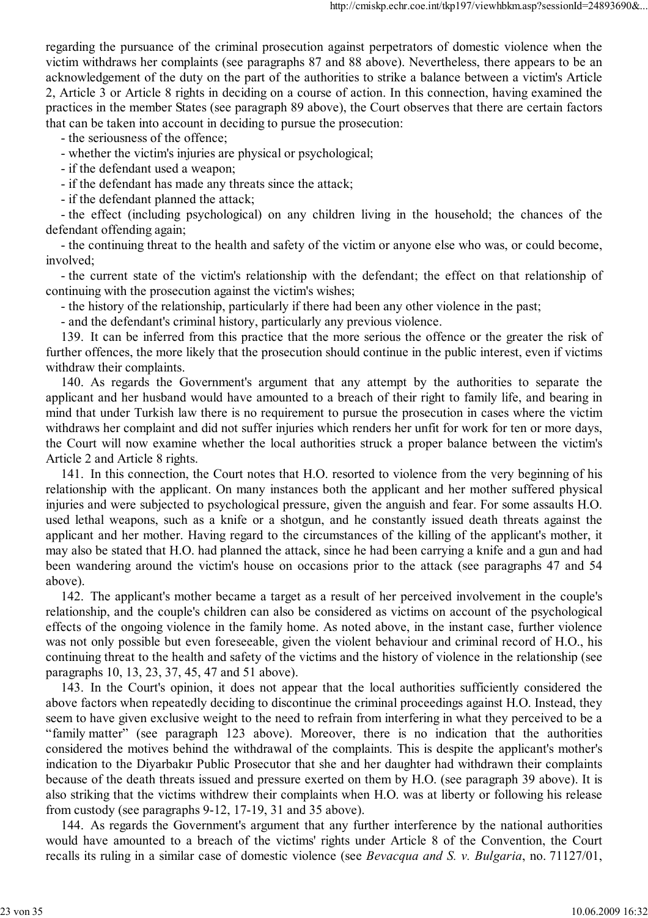regarding the pursuance of the criminal prosecution against perpetrators of domestic violence when the victim withdraws her complaints (see paragraphs 87 and 88 above). Nevertheless, there appears to be an acknowledgement of the duty on the part of the authorities to strike a balance between a victim's Article 2, Article 3 or Article 8 rights in deciding on a course of action. In this connection, having examined the practices in the member States (see paragraph 89 above), the Court observes that there are certain factors that can be taken into account in deciding to pursue the prosecution:

- the seriousness of the offence;
- whether the victim's injuries are physical or psychological;
- if the defendant used a weapon;
- if the defendant has made any threats since the attack;
- if the defendant planned the attack;
- the effect (including psychological) on any children living in the household; the chances of the defendant offending again;
- the continuing threat to the health and safety of the victim or anyone else who was, or could become, involved;
- the current state of the victim's relationship with the defendant; the effect on that relationship of continuing with the prosecution against the victim's wishes;
- the history of the relationship, particularly if there had been any other violence in the past;
- and the defendant's criminal history, particularly any previous violence.

139. It can be inferred from this practice that the more serious the offence or the greater the risk of further offences, the more likely that the prosecution should continue in the public interest, even if victims withdraw their complaints.

140. As regards the Government's argument that any attempt by the authorities to separate the applicant and her husband would have amounted to a breach of their right to family life, and bearing in mind that under Turkish law there is no requirement to pursue the prosecution in cases where the victim withdraws her complaint and did not suffer injuries which renders her unfit for work for ten or more days, the Court will now examine whether the local authorities struck a proper balance between the victim's Article 2 and Article 8 rights.

141. In this connection, the Court notes that H.O. resorted to violence from the very beginning of his relationship with the applicant. On many instances both the applicant and her mother suffered physical injuries and were subjected to psychological pressure, given the anguish and fear. For some assaults H.O. used lethal weapons, such as a knife or a shotgun, and he constantly issued death threats against the applicant and her mother. Having regard to the circumstances of the killing of the applicant's mother, it may also be stated that H.O. had planned the attack, since he had been carrying a knife and a gun and had been wandering around the victim's house on occasions prior to the attack (see paragraphs 47 and 54 above).

142. The applicant's mother became a target as a result of her perceived involvement in the couple's relationship, and the couple's children can also be considered as victims on account of the psychological effects of the ongoing violence in the family home. As noted above, in the instant case, further violence was not only possible but even foreseeable, given the violent behaviour and criminal record of H.O., his continuing threat to the health and safety of the victims and the history of violence in the relationship (see paragraphs 10, 13, 23, 37, 45, 47 and 51 above).

143. In the Court's opinion, it does not appear that the local authorities sufficiently considered the above factors when repeatedly deciding to discontinue the criminal proceedings against H.O. Instead, they seem to have given exclusive weight to the need to refrain from interfering in what they perceived to be a "family matter" (see paragraph 123 above). Moreover, there is no indication that the authorities considered the motives behind the withdrawal of the complaints. This is despite the applicant's mother's indication to the Diyarbakır Public Prosecutor that she and her daughter had withdrawn their complaints because of the death threats issued and pressure exerted on them by H.O. (see paragraph 39 above). It is also striking that the victims withdrew their complaints when H.O. was at liberty or following his release from custody (see paragraphs 9-12, 17-19, 31 and 35 above).

144. As regards the Government's argument that any further interference by the national authorities would have amounted to a breach of the victims' rights under Article 8 of the Convention, the Court recalls its ruling in a similar case of domestic violence (see *Bevacqua and S. v. Bulgaria*, no. 71127/01,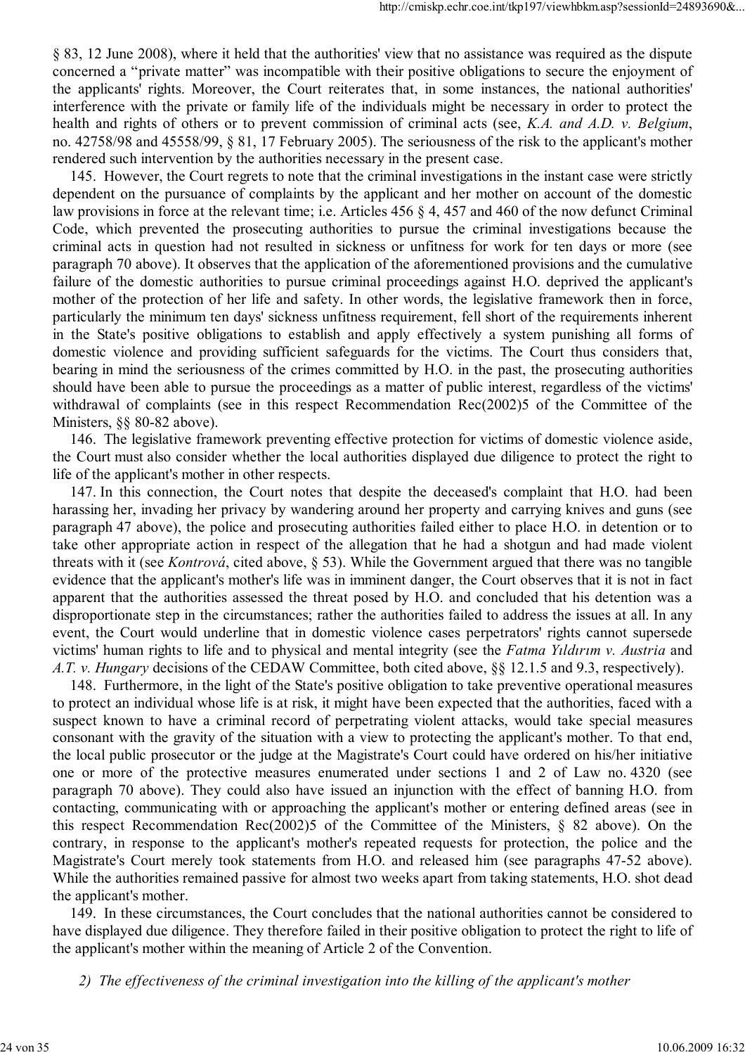§ 83, 12 June 2008), where it held that the authorities' view that no assistance was required as the dispute concerned a "private matter" was incompatible with their positive obligations to secure the enjoyment of the applicants' rights. Moreover, the Court reiterates that, in some instances, the national authorities' interference with the private or family life of the individuals might be necessary in order to protect the health and rights of others or to prevent commission of criminal acts (see, *K.A. and A.D. v. Belgium*, no. 42758/98 and 45558/99, § 81, 17 February 2005). The seriousness of the risk to the applicant's mother rendered such intervention by the authorities necessary in the present case.

145. However, the Court regrets to note that the criminal investigations in the instant case were strictly dependent on the pursuance of complaints by the applicant and her mother on account of the domestic law provisions in force at the relevant time; i.e. Articles 456 § 4, 457 and 460 of the now defunct Criminal Code, which prevented the prosecuting authorities to pursue the criminal investigations because the criminal acts in question had not resulted in sickness or unfitness for work for ten days or more (see paragraph 70 above). It observes that the application of the aforementioned provisions and the cumulative failure of the domestic authorities to pursue criminal proceedings against H.O. deprived the applicant's mother of the protection of her life and safety. In other words, the legislative framework then in force, particularly the minimum ten days' sickness unfitness requirement, fell short of the requirements inherent in the State's positive obligations to establish and apply effectively a system punishing all forms of domestic violence and providing sufficient safeguards for the victims. The Court thus considers that, bearing in mind the seriousness of the crimes committed by H.O. in the past, the prosecuting authorities should have been able to pursue the proceedings as a matter of public interest, regardless of the victims' withdrawal of complaints (see in this respect Recommendation Rec(2002)5 of the Committee of the Ministers, §§ 80-82 above).

146. The legislative framework preventing effective protection for victims of domestic violence aside, the Court must also consider whether the local authorities displayed due diligence to protect the right to life of the applicant's mother in other respects.

147. In this connection, the Court notes that despite the deceased's complaint that H.O. had been harassing her, invading her privacy by wandering around her property and carrying knives and guns (see paragraph 47 above), the police and prosecuting authorities failed either to place H.O. in detention or to take other appropriate action in respect of the allegation that he had a shotgun and had made violent threats with it (see *Kontrová*, cited above, § 53). While the Government argued that there was no tangible evidence that the applicant's mother's life was in imminent danger, the Court observes that it is not in fact apparent that the authorities assessed the threat posed by H.O. and concluded that his detention was a disproportionate step in the circumstances; rather the authorities failed to address the issues at all. In any event, the Court would underline that in domestic violence cases perpetrators' rights cannot supersede victims' human rights to life and to physical and mental integrity (see the *Fatma Yıldırım v. Austria* and *A.T. v. Hungary* decisions of the CEDAW Committee, both cited above, §§ 12.1.5 and 9.3, respectively).

148. Furthermore, in the light of the State's positive obligation to take preventive operational measures to protect an individual whose life is at risk, it might have been expected that the authorities, faced with a suspect known to have a criminal record of perpetrating violent attacks, would take special measures consonant with the gravity of the situation with a view to protecting the applicant's mother. To that end, the local public prosecutor or the judge at the Magistrate's Court could have ordered on his/her initiative one or more of the protective measures enumerated under sections 1 and 2 of Law no. 4320 (see paragraph 70 above). They could also have issued an injunction with the effect of banning H.O. from contacting, communicating with or approaching the applicant's mother or entering defined areas (see in this respect Recommendation Rec(2002)5 of the Committee of the Ministers, § 82 above). On the contrary, in response to the applicant's mother's repeated requests for protection, the police and the Magistrate's Court merely took statements from H.O. and released him (see paragraphs 47-52 above). While the authorities remained passive for almost two weeks apart from taking statements, H.O. shot dead the applicant's mother.

149. In these circumstances, the Court concludes that the national authorities cannot be considered to have displayed due diligence. They therefore failed in their positive obligation to protect the right to life of the applicant's mother within the meaning of Article 2 of the Convention.

*2) The effectiveness of the criminal investigation into the killing of the applicant's mother*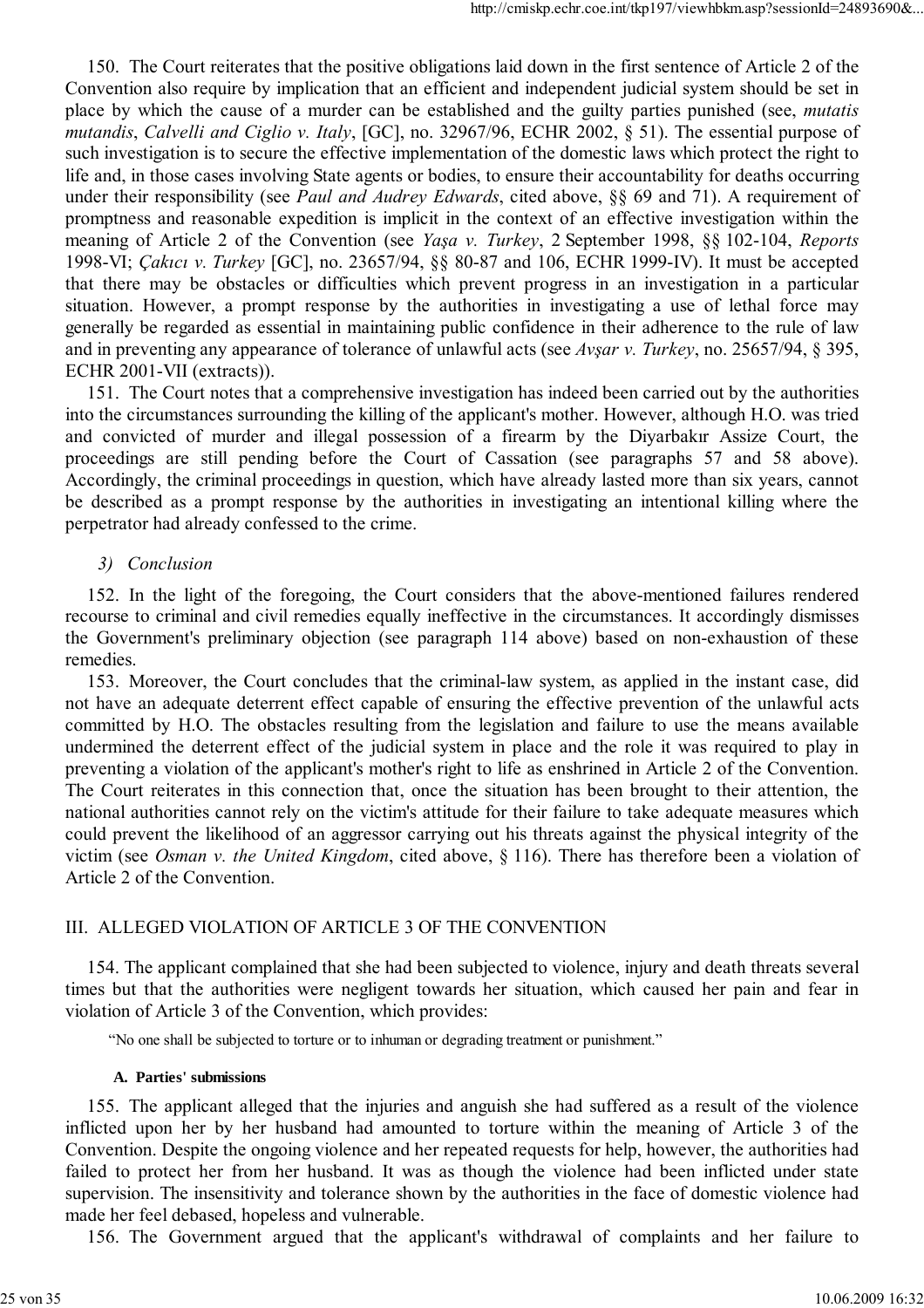150. The Court reiterates that the positive obligations laid down in the first sentence of Article 2 of the Convention also require by implication that an efficient and independent judicial system should be set in place by which the cause of a murder can be established and the guilty parties punished (see, *mutatis mutandis*, *Calvelli and Ciglio v. Italy*, [GC], no. 32967/96, ECHR 2002, § 51). The essential purpose of such investigation is to secure the effective implementation of the domestic laws which protect the right to life and, in those cases involving State agents or bodies, to ensure their accountability for deaths occurring under their responsibility (see *Paul and Audrey Edwards*, cited above, §§ 69 and 71). A requirement of promptness and reasonable expedition is implicit in the context of an effective investigation within the meaning of Article 2 of the Convention (see *Yaşa v. Turkey*, 2 September 1998, §§ 102-104, *Reports* 1998-VI; *Çakıcı v. Turkey* [GC], no. 23657/94, §§ 80-87 and 106, ECHR 1999-IV). It must be accepted that there may be obstacles or difficulties which prevent progress in an investigation in a particular situation. However, a prompt response by the authorities in investigating a use of lethal force may generally be regarded as essential in maintaining public confidence in their adherence to the rule of law and in preventing any appearance of tolerance of unlawful acts (see *Avşar v. Turkey*, no. 25657/94, § 395, ECHR 2001-VII (extracts)).

151. The Court notes that a comprehensive investigation has indeed been carried out by the authorities into the circumstances surrounding the killing of the applicant's mother. However, although H.O. was tried and convicted of murder and illegal possession of a firearm by the Diyarbakır Assize Court, the proceedings are still pending before the Court of Cassation (see paragraphs 57 and 58 above). Accordingly, the criminal proceedings in question, which have already lasted more than six years, cannot be described as a prompt response by the authorities in investigating an intentional killing where the perpetrator had already confessed to the crime.

*3) Conclusion*

152. In the light of the foregoing, the Court considers that the above-mentioned failures rendered recourse to criminal and civil remedies equally ineffective in the circumstances. It accordingly dismisses the Government's preliminary objection (see paragraph 114 above) based on non-exhaustion of these remedies.

153. Moreover, the Court concludes that the criminal-law system, as applied in the instant case, did not have an adequate deterrent effect capable of ensuring the effective prevention of the unlawful acts committed by H.O. The obstacles resulting from the legislation and failure to use the means available undermined the deterrent effect of the judicial system in place and the role it was required to play in preventing a violation of the applicant's mother's right to life as enshrined in Article 2 of the Convention. The Court reiterates in this connection that, once the situation has been brought to their attention, the national authorities cannot rely on the victim's attitude for their failure to take adequate measures which could prevent the likelihood of an aggressor carrying out his threats against the physical integrity of the victim (see *Osman v. the United Kingdom*, cited above, § 116). There has therefore been a violation of Article 2 of the Convention.

## III. ALLEGED VIOLATION OF ARTICLE 3 OF THE CONVENTION

154. The applicant complained that she had been subjected to violence, injury and death threats several times but that the authorities were negligent towards her situation, which caused her pain and fear in violation of Article 3 of the Convention, which provides:

> "No one shall be subjected to torture or to inhuman or degrading treatment or punishment."

### A. Parties' submissions

155. The applicant alleged that the injuries and anguish she had suffered as a result of the violence inflicted upon her by her husband had amounted to torture within the meaning of Article 3 of the Convention. Despite the ongoing violence and her repeated requests for help, however, the authorities had failed to protect her from her husband. It was as though the violence had been inflicted under state supervision. The insensitivity and tolerance shown by the authorities in the face of domestic violence had made her feel debased, hopeless and vulnerable.

156. The Government argued that the applicant's withdrawal of complaints and her failure to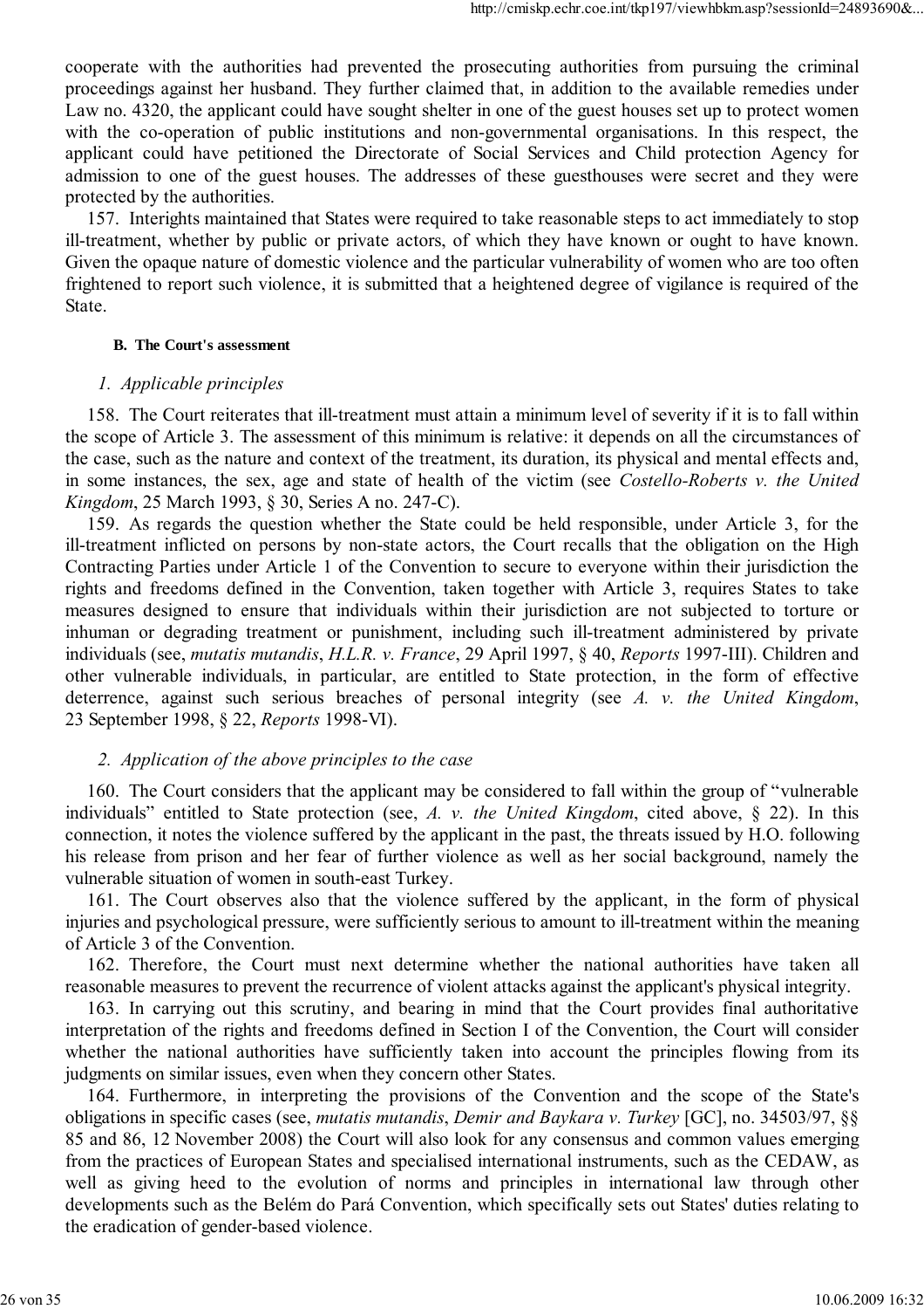cooperate with the authorities had prevented the prosecuting authorities from pursuing the criminal proceedings against her husband. They further claimed that, in addition to the available remedies under Law no. 4320, the applicant could have sought shelter in one of the guest houses set up to protect women with the co-operation of public institutions and non-governmental organisations. In this respect, the applicant could have petitioned the Directorate of Social Services and Child protection Agency for admission to one of the guest houses. The addresses of these guesthouses were secret and they were protected by the authorities.

157. Interights maintained that States were required to take reasonable steps to act immediately to stop ill-treatment, whether by public or private actors, of which they have known or ought to have known. Given the opaque nature of domestic violence and the particular vulnerability of women who are too often frightened to report such violence, it is submitted that a heightened degree of vigilance is required of the State.

#### B. The Court's assessment

##### *1. Applicable principles*

158. The Court reiterates that ill-treatment must attain a minimum level of severity if it is to fall within the scope of Article 3. The assessment of this minimum is relative: it depends on all the circumstances of the case, such as the nature and context of the treatment, its duration, its physical and mental effects and, in some instances, the sex, age and state of health of the victim (see *Costello-Roberts v. the United Kingdom*, 25 March 1993, § 30, Series A no. 247-C).

159. As regards the question whether the State could be held responsible, under Article 3, for the ill-treatment inflicted on persons by non-state actors, the Court recalls that the obligation on the High Contracting Parties under Article 1 of the Convention to secure to everyone within their jurisdiction the rights and freedoms defined in the Convention, taken together with Article 3, requires States to take measures designed to ensure that individuals within their jurisdiction are not subjected to torture or inhuman or degrading treatment or punishment, including such ill-treatment administered by private individuals (see, *mutatis mutandis*, *H.L.R. v. France*, 29 April 1997, § 40, *Reports* 1997-III). Children and other vulnerable individuals, in particular, are entitled to State protection, in the form of effective deterrence, against such serious breaches of personal integrity (see *A. v. the United Kingdom*, 23 September 1998, § 22, *Reports* 1998-VI).

##### *2. Application of the above principles to the case*

160. The Court considers that the applicant may be considered to fall within the group of "vulnerable individuals" entitled to State protection (see, *A. v. the United Kingdom*, cited above, § 22). In this connection, it notes the violence suffered by the applicant in the past, the threats issued by H.O. following his release from prison and her fear of further violence as well as her social background, namely the vulnerable situation of women in south-east Turkey.

161. The Court observes also that the violence suffered by the applicant, in the form of physical injuries and psychological pressure, were sufficiently serious to amount to ill-treatment within the meaning of Article 3 of the Convention.

162. Therefore, the Court must next determine whether the national authorities have taken all reasonable measures to prevent the recurrence of violent attacks against the applicant's physical integrity.

163. In carrying out this scrutiny, and bearing in mind that the Court provides final authoritative interpretation of the rights and freedoms defined in Section I of the Convention, the Court will consider whether the national authorities have sufficiently taken into account the principles flowing from its judgments on similar issues, even when they concern other States.

164. Furthermore, in interpreting the provisions of the Convention and the scope of the State's obligations in specific cases (see, *mutatis mutandis*, *Demir and Baykara v. Turkey* [GC], no. 34503/97, §§ 85 and 86, 12 November 2008) the Court will also look for any consensus and common values emerging from the practices of European States and specialised international instruments, such as the CEDAW, as well as giving heed to the evolution of norms and principles in international law through other developments such as the Belém do Pará Convention, which specifically sets out States' duties relating to the eradication of gender-based violence.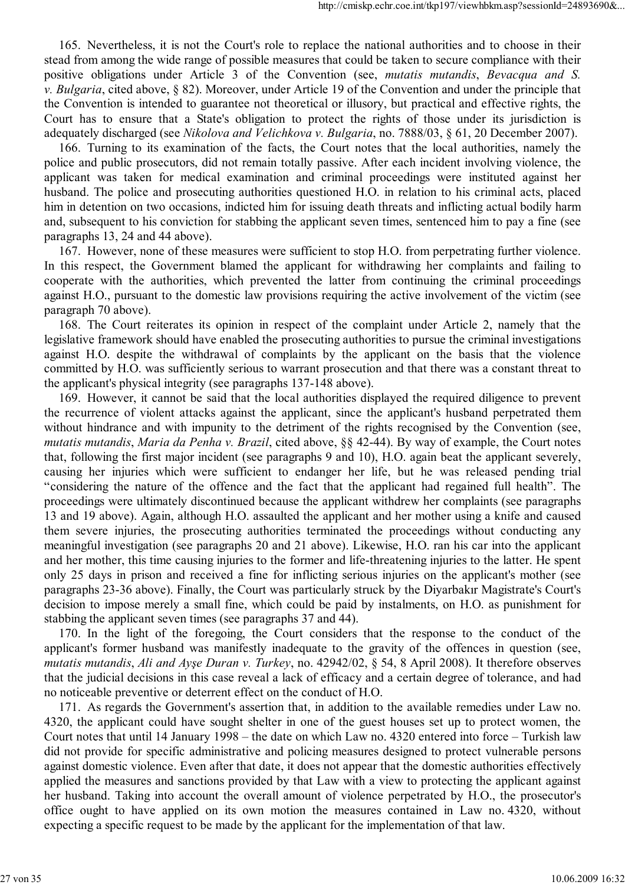165. Nevertheless, it is not the Court's role to replace the national authorities and to choose in their stead from among the wide range of possible measures that could be taken to secure compliance with their positive obligations under Article 3 of the Convention (see, *mutatis mutandis*, *Bevacqua and S. v. Bulgaria*, cited above, § 82). Moreover, under Article 19 of the Convention and under the principle that the Convention is intended to guarantee not theoretical or illusory, but practical and effective rights, the Court has to ensure that a State's obligation to protect the rights of those under its jurisdiction is adequately discharged (see *Nikolova and Velichkova v. Bulgaria*, no. 7888/03, § 61, 20 December 2007).

166. Turning to its examination of the facts, the Court notes that the local authorities, namely the police and public prosecutors, did not remain totally passive. After each incident involving violence, the applicant was taken for medical examination and criminal proceedings were instituted against her husband. The police and prosecuting authorities questioned H.O. in relation to his criminal acts, placed him in detention on two occasions, indicted him for issuing death threats and inflicting actual bodily harm and, subsequent to his conviction for stabbing the applicant seven times, sentenced him to pay a fine (see paragraphs 13, 24 and 44 above).

167. However, none of these measures were sufficient to stop H.O. from perpetrating further violence. In this respect, the Government blamed the applicant for withdrawing her complaints and failing to cooperate with the authorities, which prevented the latter from continuing the criminal proceedings against H.O., pursuant to the domestic law provisions requiring the active involvement of the victim (see paragraph 70 above).

168. The Court reiterates its opinion in respect of the complaint under Article 2, namely that the legislative framework should have enabled the prosecuting authorities to pursue the criminal investigations against H.O. despite the withdrawal of complaints by the applicant on the basis that the violence committed by H.O. was sufficiently serious to warrant prosecution and that there was a constant threat to the applicant's physical integrity (see paragraphs 137-148 above).

169. However, it cannot be said that the local authorities displayed the required diligence to prevent the recurrence of violent attacks against the applicant, since the applicant's husband perpetrated them without hindrance and with impunity to the detriment of the rights recognised by the Convention (see, *mutatis mutandis*, *Maria da Penha v. Brazil*, cited above, §§ 42-44). By way of example, the Court notes that, following the first major incident (see paragraphs 9 and 10), H.O. again beat the applicant severely, causing her injuries which were sufficient to endanger her life, but he was released pending trial "considering the nature of the offence and the fact that the applicant had regained full health". The proceedings were ultimately discontinued because the applicant withdrew her complaints (see paragraphs 13 and 19 above). Again, although H.O. assaulted the applicant and her mother using a knife and caused them severe injuries, the prosecuting authorities terminated the proceedings without conducting any meaningful investigation (see paragraphs 20 and 21 above). Likewise, H.O. ran his car into the applicant and her mother, this time causing injuries to the former and life-threatening injuries to the latter. He spent only 25 days in prison and received a fine for inflicting serious injuries on the applicant's mother (see paragraphs 23-36 above). Finally, the Court was particularly struck by the Diyarbakır Magistrate's Court's decision to impose merely a small fine, which could be paid by instalments, on H.O. as punishment for stabbing the applicant seven times (see paragraphs 37 and 44).

170. In the light of the foregoing, the Court considers that the response to the conduct of the applicant's former husband was manifestly inadequate to the gravity of the offences in question (see, *mutatis mutandis*, *Ali and Ayşe Duran v. Turkey*, no. 42942/02, § 54, 8 April 2008). It therefore observes that the judicial decisions in this case reveal a lack of efficacy and a certain degree of tolerance, and had no noticeable preventive or deterrent effect on the conduct of H.O.

171. As regards the Government's assertion that, in addition to the available remedies under Law no. 4320, the applicant could have sought shelter in one of the guest houses set up to protect women, the Court notes that until 14 January 1998 – the date on which Law no. 4320 entered into force – Turkish law did not provide for specific administrative and policing measures designed to protect vulnerable persons against domestic violence. Even after that date, it does not appear that the domestic authorities effectively applied the measures and sanctions provided by that Law with a view to protecting the applicant against her husband. Taking into account the overall amount of violence perpetrated by H.O., the prosecutor's office ought to have applied on its own motion the measures contained in Law no. 4320, without expecting a specific request to be made by the applicant for the implementation of that law.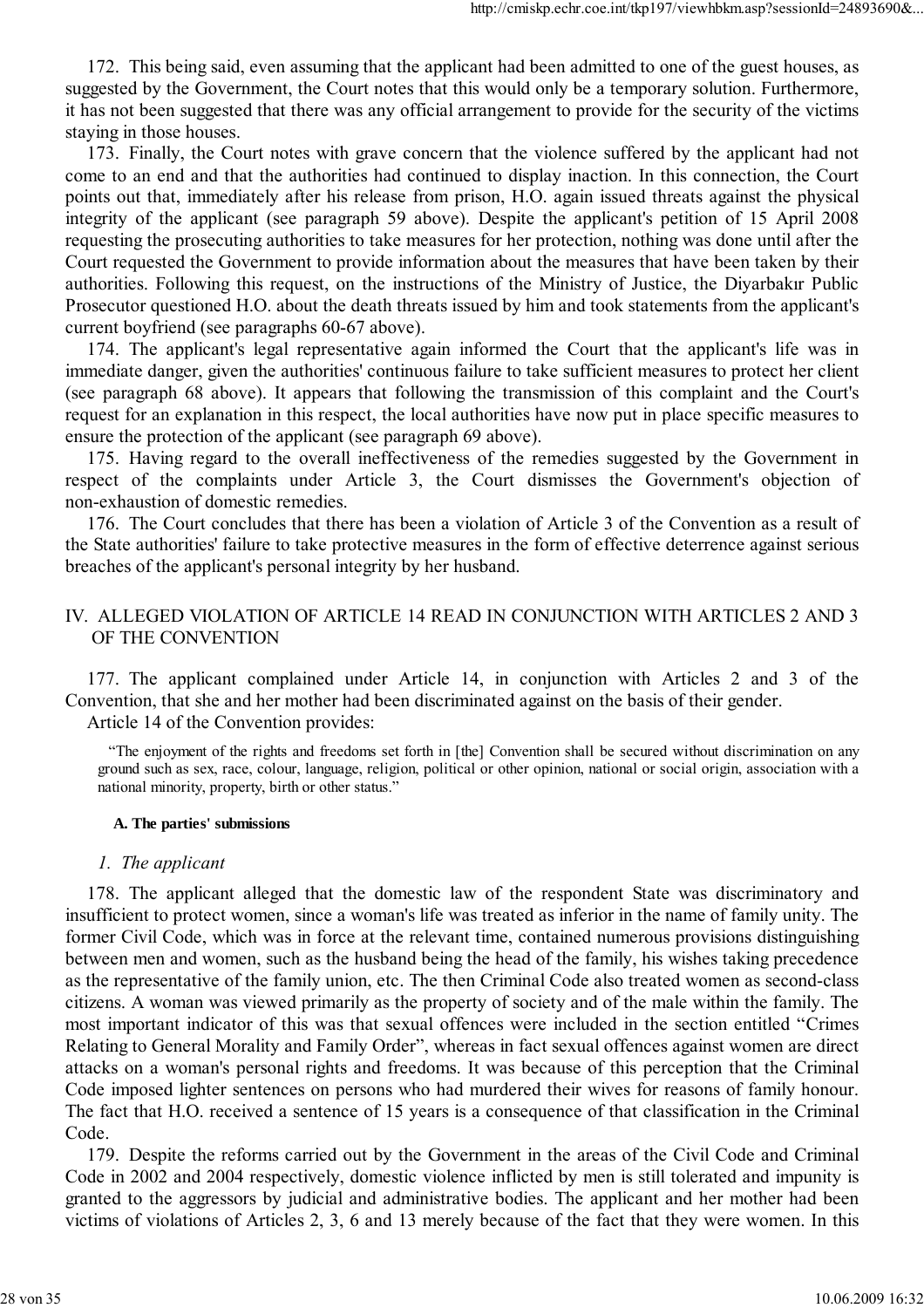172. This being said, even assuming that the applicant had been admitted to one of the guest houses, as suggested by the Government, the Court notes that this would only be a temporary solution. Furthermore, it has not been suggested that there was any official arrangement to provide for the security of the victims staying in those houses.

173. Finally, the Court notes with grave concern that the violence suffered by the applicant had not come to an end and that the authorities had continued to display inaction. In this connection, the Court points out that, immediately after his release from prison, H.O. again issued threats against the physical integrity of the applicant (see paragraph 59 above). Despite the applicant's petition of 15 April 2008 requesting the prosecuting authorities to take measures for her protection, nothing was done until after the Court requested the Government to provide information about the measures that have been taken by their authorities. Following this request, on the instructions of the Ministry of Justice, the Diyarbakır Public Prosecutor questioned H.O. about the death threats issued by him and took statements from the applicant's current boyfriend (see paragraphs 60-67 above).

174. The applicant's legal representative again informed the Court that the applicant's life was in immediate danger, given the authorities' continuous failure to take sufficient measures to protect her client (see paragraph 68 above). It appears that following the transmission of this complaint and the Court's request for an explanation in this respect, the local authorities have now put in place specific measures to ensure the protection of the applicant (see paragraph 69 above).

175. Having regard to the overall ineffectiveness of the remedies suggested by the Government in respect of the complaints under Article 3, the Court dismisses the Government's objection of non-exhaustion of domestic remedies.

176. The Court concludes that there has been a violation of Article 3 of the Convention as a result of the State authorities' failure to take protective measures in the form of effective deterrence against serious breaches of the applicant's personal integrity by her husband.

## IV. ALLEGED VIOLATION OF ARTICLE 14 READ IN CONJUNCTION WITH ARTICLES 2 AND 3 OF THE CONVENTION

177. The applicant complained under Article 14, in conjunction with Articles 2 and 3 of the Convention, that she and her mother had been discriminated against on the basis of their gender.

Article 14 of the Convention provides:

> "The enjoyment of the rights and freedoms set forth in [the] Convention shall be secured without discrimination on any ground such as sex, race, colour, language, religion, political or other opinion, national or social origin, association with a national minority, property, birth or other status."

### A. The parties' submissions

#### *1. The applicant*

178. The applicant alleged that the domestic law of the respondent State was discriminatory and insufficient to protect women, since a woman's life was treated as inferior in the name of family unity. The former Civil Code, which was in force at the relevant time, contained numerous provisions distinguishing between men and women, such as the husband being the head of the family, his wishes taking precedence as the representative of the family union, etc. The then Criminal Code also treated women as second-class citizens. A woman was viewed primarily as the property of society and of the male within the family. The most important indicator of this was that sexual offences were included in the section entitled "Crimes Relating to General Morality and Family Order", whereas in fact sexual offences against women are direct attacks on a woman's personal rights and freedoms. It was because of this perception that the Criminal Code imposed lighter sentences on persons who had murdered their wives for reasons of family honour. The fact that H.O. received a sentence of 15 years is a consequence of that classification in the Criminal Code.

179. Despite the reforms carried out by the Government in the areas of the Civil Code and Criminal Code in 2002 and 2004 respectively, domestic violence inflicted by men is still tolerated and impunity is granted to the aggressors by judicial and administrative bodies. The applicant and her mother had been victims of violations of Articles 2, 3, 6 and 13 merely because of the fact that they were women. In this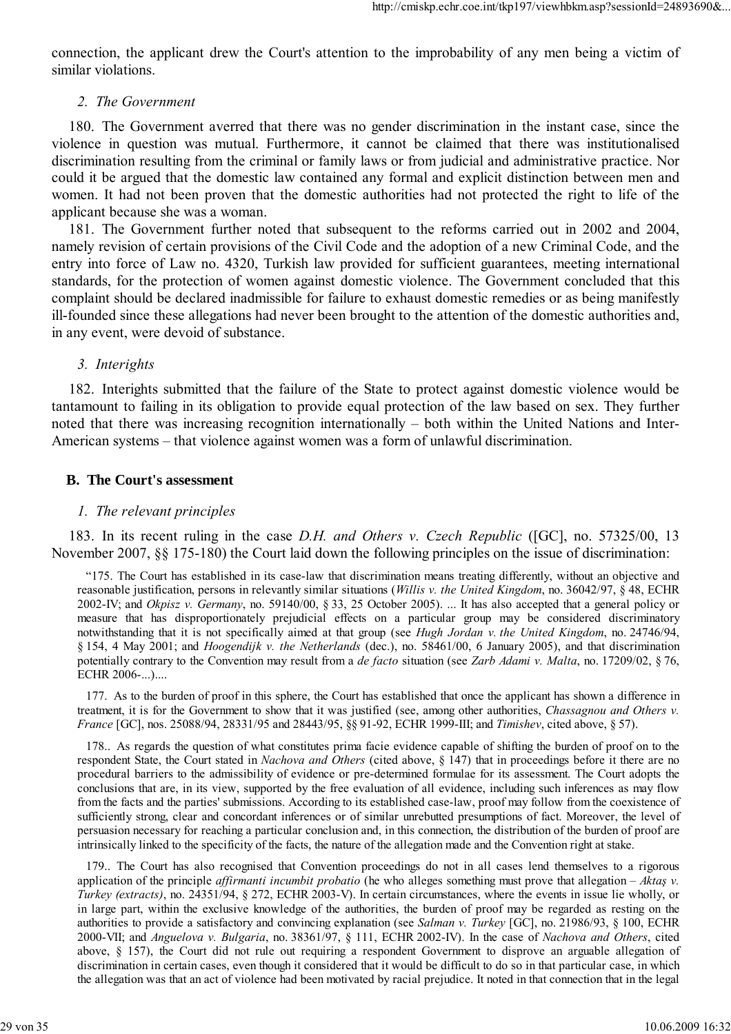connection, the applicant drew the Court's attention to the improbability of any men being a victim of similar violations.

### *2. The Government*

180. The Government averred that there was no gender discrimination in the instant case, since the violence in question was mutual. Furthermore, it cannot be claimed that there was institutionalised discrimination resulting from the criminal or family laws or from judicial and administrative practice. Nor could it be argued that the domestic law contained any formal and explicit distinction between men and women. It had not been proven that the domestic authorities had not protected the right to life of the applicant because she was a woman.

181. The Government further noted that subsequent to the reforms carried out in 2002 and 2004, namely revision of certain provisions of the Civil Code and the adoption of a new Criminal Code, and the entry into force of Law no. 4320, Turkish law provided for sufficient guarantees, meeting international standards, for the protection of women against domestic violence. The Government concluded that this complaint should be declared inadmissible for failure to exhaust domestic remedies or as being manifestly ill-founded since these allegations had never been brought to the attention of the domestic authorities and, in any event, were devoid of substance.

### *3. Interights*

182. Interights submitted that the failure of the State to protect against domestic violence would be tantamount to failing in its obligation to provide equal protection of the law based on sex. They further noted that there was increasing recognition internationally – both within the United Nations and Inter-American systems – that violence against women was a form of unlawful discrimination.

## B. The Court's assessment

### *1. The relevant principles*

183. In its recent ruling in the case *D.H. and Others v. Czech Republic* ([GC], no. 57325/00, 13 November 2007, §§ 175-180) the Court laid down the following principles on the issue of discrimination:

> "175. The Court has established in its case-law that discrimination means treating differently, without an objective and reasonable justification, persons in relevantly similar situations (*Willis v. the United Kingdom*, no. 36042/97, § 48, ECHR 2002-IV; and *Okpisz v. Germany*, no. 59140/00, § 33, 25 October 2005). ... It has also accepted that a general policy or measure that has disproportionately prejudicial effects on a particular group may be considered discriminatory notwithstanding that it is not specifically aimed at that group (see *Hugh Jordan v. the United Kingdom*, no. 24746/94, § 154, 4 May 2001; and *Hoogendijk v. the Netherlands* (dec.), no. 58461/00, 6 January 2005), and that discrimination potentially contrary to the Convention may result from a *de facto* situation (see *Zarb Adami v. Malta*, no. 17209/02, § 76, ECHR 2006-...)....
>
> 177. As to the burden of proof in this sphere, the Court has established that once the applicant has shown a difference in treatment, it is for the Government to show that it was justified (see, among other authorities, *Chassagnou and Others v. France* [GC], nos. 25088/94, 28331/95 and 28443/95, §§ 91-92, ECHR 1999-III; and *Timishev*, cited above, § 57).
>
> 178.. As regards the question of what constitutes prima facie evidence capable of shifting the burden of proof on to the respondent State, the Court stated in *Nachova and Others* (cited above, § 147) that in proceedings before it there are no procedural barriers to the admissibility of evidence or pre-determined formulae for its assessment. The Court adopts the conclusions that are, in its view, supported by the free evaluation of all evidence, including such inferences as may flow from the facts and the parties' submissions. According to its established case-law, proof may follow from the coexistence of sufficiently strong, clear and concordant inferences or of similar unrebutted presumptions of fact. Moreover, the level of persuasion necessary for reaching a particular conclusion and, in this connection, the distribution of the burden of proof are intrinsically linked to the specificity of the facts, the nature of the allegation made and the Convention right at stake.
>
> 179.. The Court has also recognised that Convention proceedings do not in all cases lend themselves to a rigorous application of the principle *affirmanti incumbit probatio* (he who alleges something must prove that allegation – *Aktaş v. Turkey (extracts)*, no. 24351/94, § 272, ECHR 2003-V). In certain circumstances, where the events in issue lie wholly, or in large part, within the exclusive knowledge of the authorities, the burden of proof may be regarded as resting on the authorities to provide a satisfactory and convincing explanation (see *Salman v. Turkey* [GC], no. 21986/93, § 100, ECHR 2000-VII; and *Anguelova v. Bulgaria*, no. 38361/97, § 111, ECHR 2002-IV). In the case of *Nachova and Others*, cited above, § 157), the Court did not rule out requiring a respondent Government to disprove an arguable allegation of discrimination in certain cases, even though it considered that it would be difficult to do so in that particular case, in which the allegation was that an act of violence had been motivated by racial prejudice. It noted in that connection that in the legal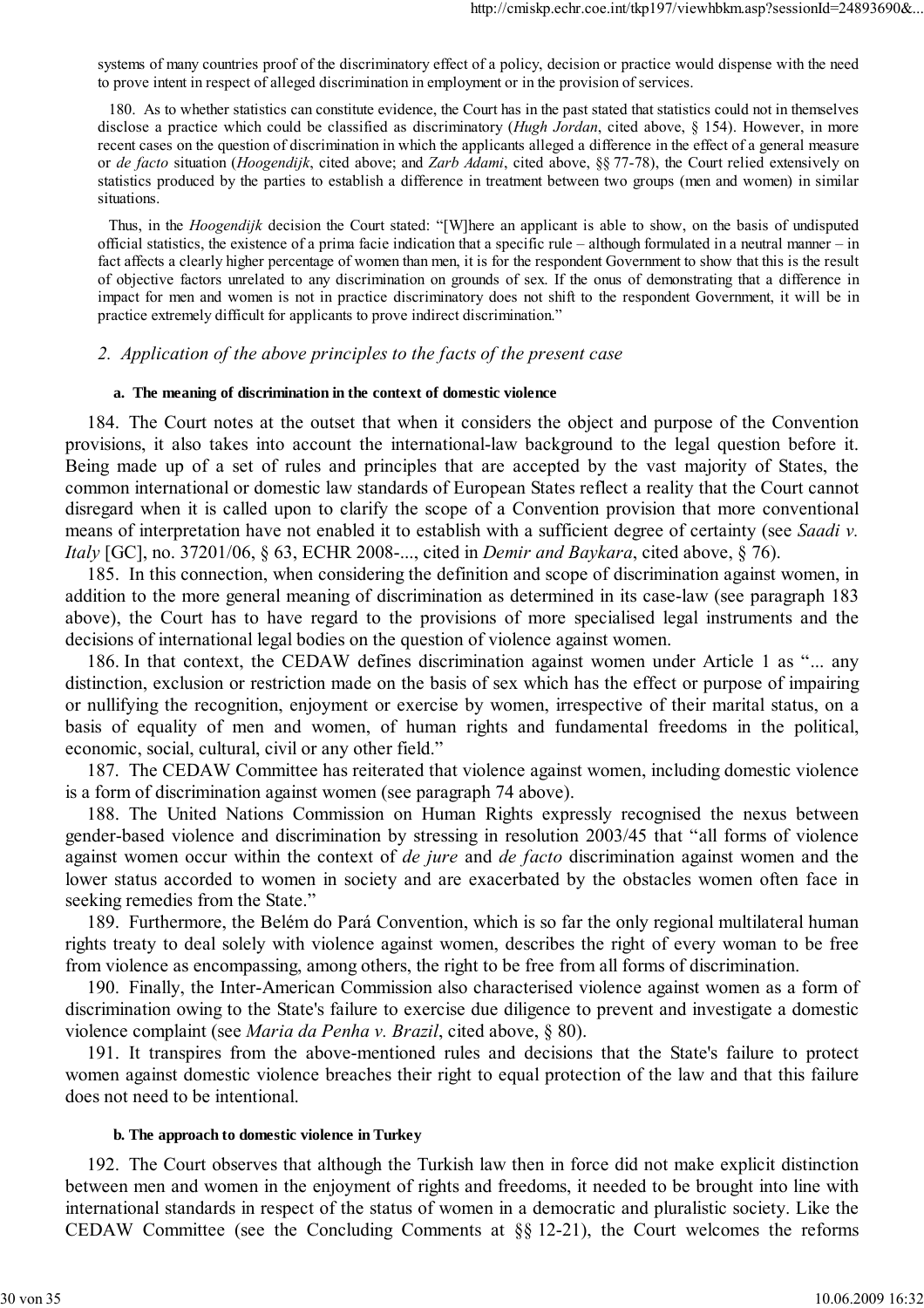systems of many countries proof of the discriminatory effect of a policy, decision or practice would dispense with the need to prove intent in respect of alleged discrimination in employment or in the provision of services.

180. As to whether statistics can constitute evidence, the Court has in the past stated that statistics could not in themselves disclose a practice which could be classified as discriminatory (*Hugh Jordan*, cited above, § 154). However, in more recent cases on the question of discrimination in which the applicants alleged a difference in the effect of a general measure or *de facto* situation (*Hoogendijk*, cited above; and *Zarb Adami*, cited above, §§ 77-78), the Court relied extensively on statistics produced by the parties to establish a difference in treatment between two groups (men and women) in similar situations.

Thus, in the *Hoogendijk* decision the Court stated: "[W]here an applicant is able to show, on the basis of undisputed official statistics, the existence of a prima facie indication that a specific rule – although formulated in a neutral manner – in fact affects a clearly higher percentage of women than men, it is for the respondent Government to show that this is the result of objective factors unrelated to any discrimination on grounds of sex. If the onus of demonstrating that a difference in impact for men and women is not in practice discriminatory does not shift to the respondent Government, it will be in practice extremely difficult for applicants to prove indirect discrimination."

## *2. Application of the above principles to the facts of the present case*

### a. The meaning of discrimination in the context of domestic violence

184. The Court notes at the outset that when it considers the object and purpose of the Convention provisions, it also takes into account the international-law background to the legal question before it. Being made up of a set of rules and principles that are accepted by the vast majority of States, the common international or domestic law standards of European States reflect a reality that the Court cannot disregard when it is called upon to clarify the scope of a Convention provision that more conventional means of interpretation have not enabled it to establish with a sufficient degree of certainty (see *Saadi v. Italy* [GC], no. 37201/06, § 63, ECHR 2008-..., cited in *Demir and Baykara*, cited above, § 76).

185. In this connection, when considering the definition and scope of discrimination against women, in addition to the more general meaning of discrimination as determined in its case-law (see paragraph 183 above), the Court has to have regard to the provisions of more specialised legal instruments and the decisions of international legal bodies on the question of violence against women.

186. In that context, the CEDAW defines discrimination against women under Article 1 as "... any distinction, exclusion or restriction made on the basis of sex which has the effect or purpose of impairing or nullifying the recognition, enjoyment or exercise by women, irrespective of their marital status, on a basis of equality of men and women, of human rights and fundamental freedoms in the political, economic, social, cultural, civil or any other field."

187. The CEDAW Committee has reiterated that violence against women, including domestic violence is a form of discrimination against women (see paragraph 74 above).

188. The United Nations Commission on Human Rights expressly recognised the nexus between gender-based violence and discrimination by stressing in resolution 2003/45 that "all forms of violence against women occur within the context of *de jure* and *de facto* discrimination against women and the lower status accorded to women in society and are exacerbated by the obstacles women often face in seeking remedies from the State."

189. Furthermore, the Belém do Pará Convention, which is so far the only regional multilateral human rights treaty to deal solely with violence against women, describes the right of every woman to be free from violence as encompassing, among others, the right to be free from all forms of discrimination.

190. Finally, the Inter-American Commission also characterised violence against women as a form of discrimination owing to the State's failure to exercise due diligence to prevent and investigate a domestic violence complaint (see *Maria da Penha v. Brazil*, cited above, § 80).

191. It transpires from the above-mentioned rules and decisions that the State's failure to protect women against domestic violence breaches their right to equal protection of the law and that this failure does not need to be intentional.

### b. The approach to domestic violence in Turkey

192. The Court observes that although the Turkish law then in force did not make explicit distinction between men and women in the enjoyment of rights and freedoms, it needed to be brought into line with international standards in respect of the status of women in a democratic and pluralistic society. Like the CEDAW Committee (see the Concluding Comments at §§ 12-21), the Court welcomes the reforms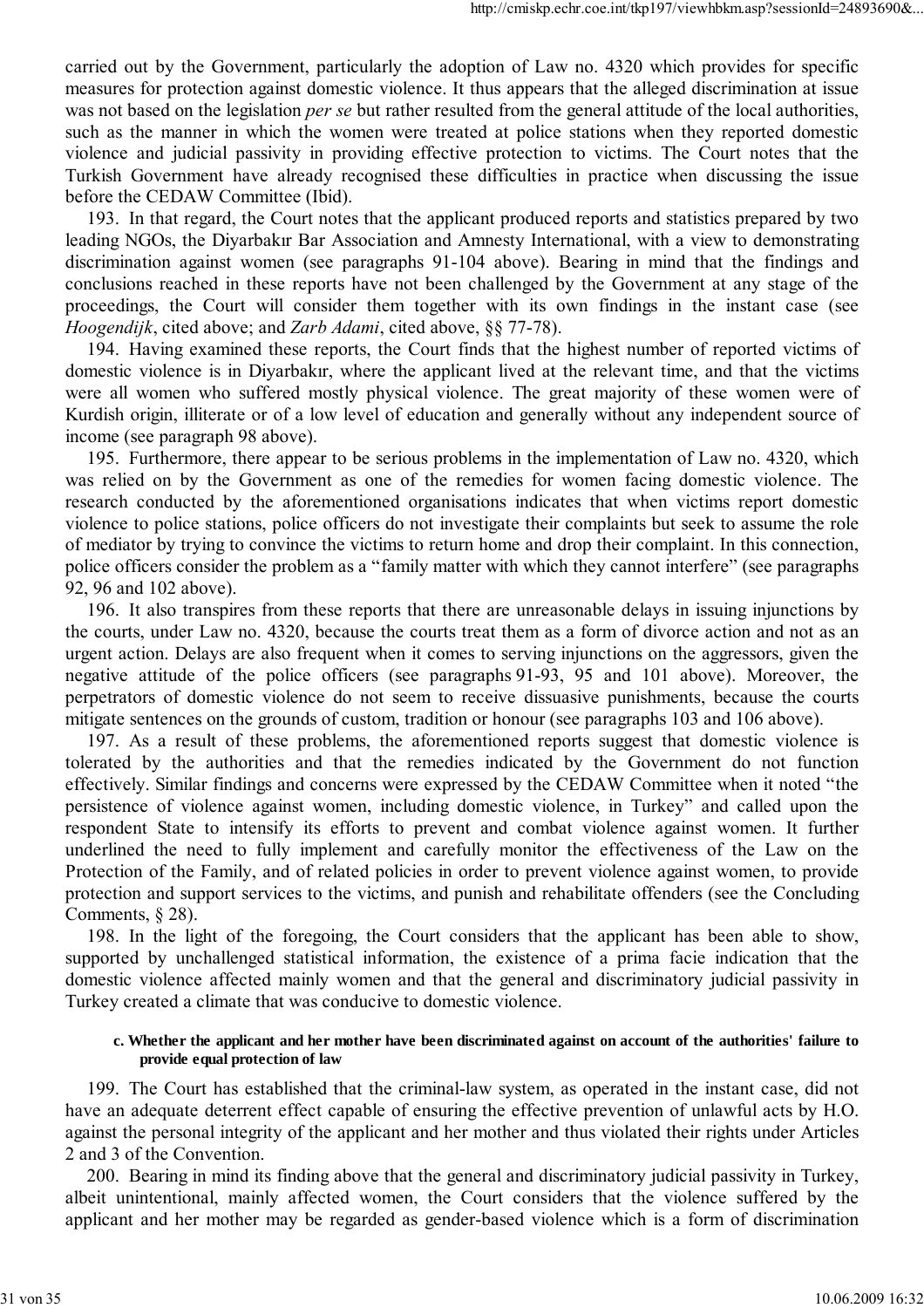carried out by the Government, particularly the adoption of Law no. 4320 which provides for specific measures for protection against domestic violence. It thus appears that the alleged discrimination at issue was not based on the legislation *per se* but rather resulted from the general attitude of the local authorities, such as the manner in which the women were treated at police stations when they reported domestic violence and judicial passivity in providing effective protection to victims. The Court notes that the Turkish Government have already recognised these difficulties in practice when discussing the issue before the CEDAW Committee (Ibid).

193. In that regard, the Court notes that the applicant produced reports and statistics prepared by two leading NGOs, the Diyarbakır Bar Association and Amnesty International, with a view to demonstrating discrimination against women (see paragraphs 91-104 above). Bearing in mind that the findings and conclusions reached in these reports have not been challenged by the Government at any stage of the proceedings, the Court will consider them together with its own findings in the instant case (see *Hoogendijk*, cited above; and *Zarb Adami*, cited above, §§ 77-78).

194. Having examined these reports, the Court finds that the highest number of reported victims of domestic violence is in Diyarbakır, where the applicant lived at the relevant time, and that the victims were all women who suffered mostly physical violence. The great majority of these women were of Kurdish origin, illiterate or of a low level of education and generally without any independent source of income (see paragraph 98 above).

195. Furthermore, there appear to be serious problems in the implementation of Law no. 4320, which was relied on by the Government as one of the remedies for women facing domestic violence. The research conducted by the aforementioned organisations indicates that when victims report domestic violence to police stations, police officers do not investigate their complaints but seek to assume the role of mediator by trying to convince the victims to return home and drop their complaint. In this connection, police officers consider the problem as a "family matter with which they cannot interfere" (see paragraphs 92, 96 and 102 above).

196. It also transpires from these reports that there are unreasonable delays in issuing injunctions by the courts, under Law no. 4320, because the courts treat them as a form of divorce action and not as an urgent action. Delays are also frequent when it comes to serving injunctions on the aggressors, given the negative attitude of the police officers (see paragraphs 91-93, 95 and 101 above). Moreover, the perpetrators of domestic violence do not seem to receive dissuasive punishments, because the courts mitigate sentences on the grounds of custom, tradition or honour (see paragraphs 103 and 106 above).

197. As a result of these problems, the aforementioned reports suggest that domestic violence is tolerated by the authorities and that the remedies indicated by the Government do not function effectively. Similar findings and concerns were expressed by the CEDAW Committee when it noted "the persistence of violence against women, including domestic violence, in Turkey" and called upon the respondent State to intensify its efforts to prevent and combat violence against women. It further underlined the need to fully implement and carefully monitor the effectiveness of the Law on the Protection of the Family, and of related policies in order to prevent violence against women, to provide protection and support services to the victims, and punish and rehabilitate offenders (see the Concluding Comments, § 28).

198. In the light of the foregoing, the Court considers that the applicant has been able to show, supported by unchallenged statistical information, the existence of a prima facie indication that the domestic violence affected mainly women and that the general and discriminatory judicial passivity in Turkey created a climate that was conducive to domestic violence.

#### c. Whether the applicant and her mother have been discriminated against on account of the authorities' failure to provide equal protection of law

199. The Court has established that the criminal-law system, as operated in the instant case, did not have an adequate deterrent effect capable of ensuring the effective prevention of unlawful acts by H.O. against the personal integrity of the applicant and her mother and thus violated their rights under Articles 2 and 3 of the Convention.

200. Bearing in mind its finding above that the general and discriminatory judicial passivity in Turkey, albeit unintentional, mainly affected women, the Court considers that the violence suffered by the applicant and her mother may be regarded as gender-based violence which is a form of discrimination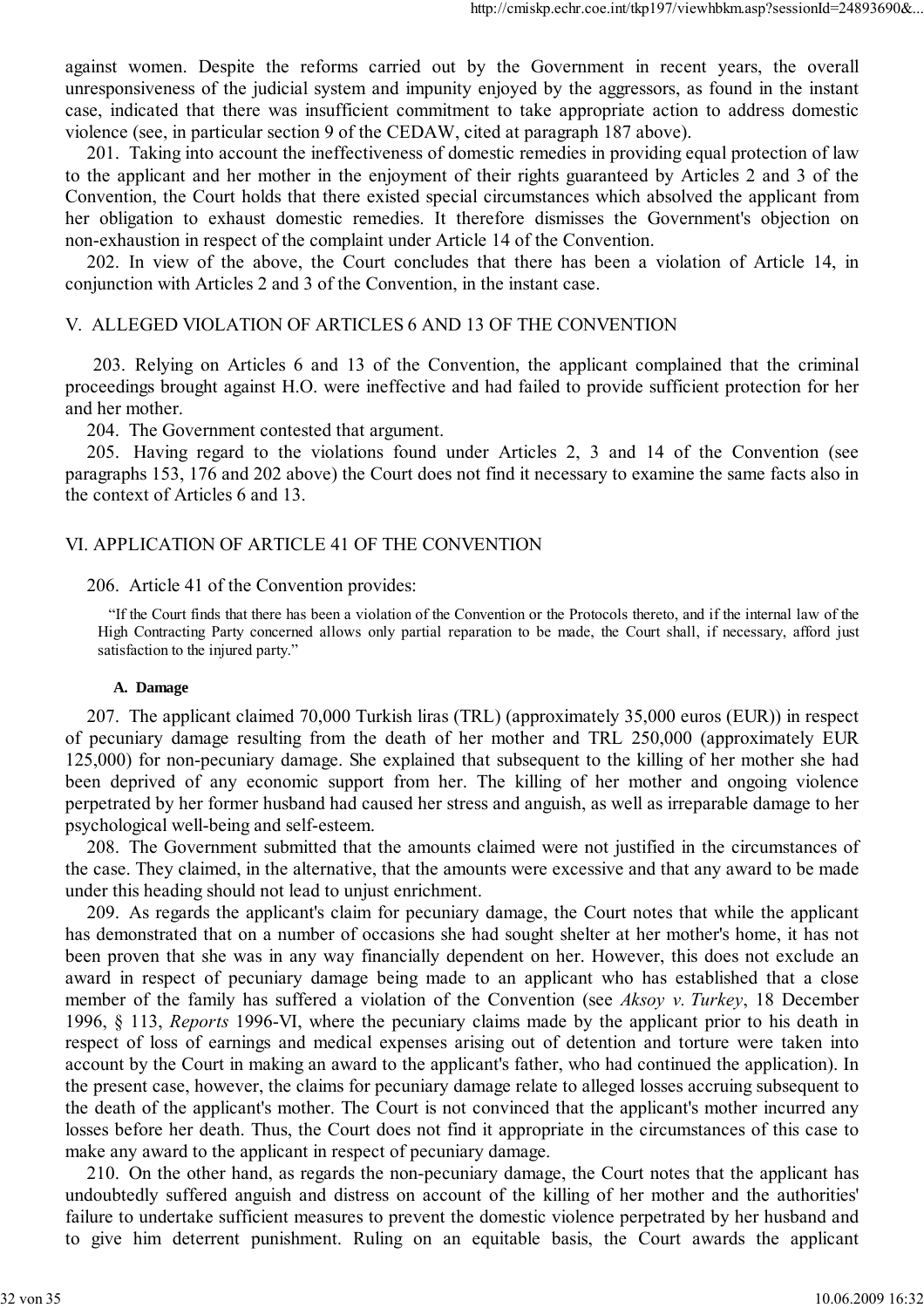against women. Despite the reforms carried out by the Government in recent years, the overall unresponsiveness of the judicial system and impunity enjoyed by the aggressors, as found in the instant case, indicated that there was insufficient commitment to take appropriate action to address domestic violence (see, in particular section 9 of the CEDAW, cited at paragraph 187 above).

201. Taking into account the ineffectiveness of domestic remedies in providing equal protection of law to the applicant and her mother in the enjoyment of their rights guaranteed by Articles 2 and 3 of the Convention, the Court holds that there existed special circumstances which absolved the applicant from her obligation to exhaust domestic remedies. It therefore dismisses the Government's objection on non-exhaustion in respect of the complaint under Article 14 of the Convention.

202. In view of the above, the Court concludes that there has been a violation of Article 14, in conjunction with Articles 2 and 3 of the Convention, in the instant case.

## V. ALLEGED VIOLATION OF ARTICLES 6 AND 13 OF THE CONVENTION

203. Relying on Articles 6 and 13 of the Convention, the applicant complained that the criminal proceedings brought against H.O. were ineffective and had failed to provide sufficient protection for her and her mother.

204. The Government contested that argument.

205. Having regard to the violations found under Articles 2, 3 and 14 of the Convention (see paragraphs 153, 176 and 202 above) the Court does not find it necessary to examine the same facts also in the context of Articles 6 and 13.

## VI. APPLICATION OF ARTICLE 41 OF THE CONVENTION

206. Article 41 of the Convention provides:

> "If the Court finds that there has been a violation of the Convention or the Protocols thereto, and if the internal law of the High Contracting Party concerned allows only partial reparation to be made, the Court shall, if necessary, afford just satisfaction to the injured party."

### A. Damage

207. The applicant claimed 70,000 Turkish liras (TRL) (approximately 35,000 euros (EUR)) in respect of pecuniary damage resulting from the death of her mother and TRL 250,000 (approximately EUR 125,000) for non-pecuniary damage. She explained that subsequent to the killing of her mother she had been deprived of any economic support from her. The killing of her mother and ongoing violence perpetrated by her former husband had caused her stress and anguish, as well as irreparable damage to her psychological well-being and self-esteem.

208. The Government submitted that the amounts claimed were not justified in the circumstances of the case. They claimed, in the alternative, that the amounts were excessive and that any award to be made under this heading should not lead to unjust enrichment.

209. As regards the applicant's claim for pecuniary damage, the Court notes that while the applicant has demonstrated that on a number of occasions she had sought shelter at her mother's home, it has not been proven that she was in any way financially dependent on her. However, this does not exclude an award in respect of pecuniary damage being made to an applicant who has established that a close member of the family has suffered a violation of the Convention (see *Aksoy v. Turkey*, 18 December 1996, § 113, *Reports* 1996-VI, where the pecuniary claims made by the applicant prior to his death in respect of loss of earnings and medical expenses arising out of detention and torture were taken into account by the Court in making an award to the applicant's father, who had continued the application). In the present case, however, the claims for pecuniary damage relate to alleged losses accruing subsequent to the death of the applicant's mother. The Court is not convinced that the applicant's mother incurred any losses before her death. Thus, the Court does not find it appropriate in the circumstances of this case to make any award to the applicant in respect of pecuniary damage.

210. On the other hand, as regards the non-pecuniary damage, the Court notes that the applicant has undoubtedly suffered anguish and distress on account of the killing of her mother and the authorities' failure to undertake sufficient measures to prevent the domestic violence perpetrated by her husband and to give him deterrent punishment. Ruling on an equitable basis, the Court awards the applicant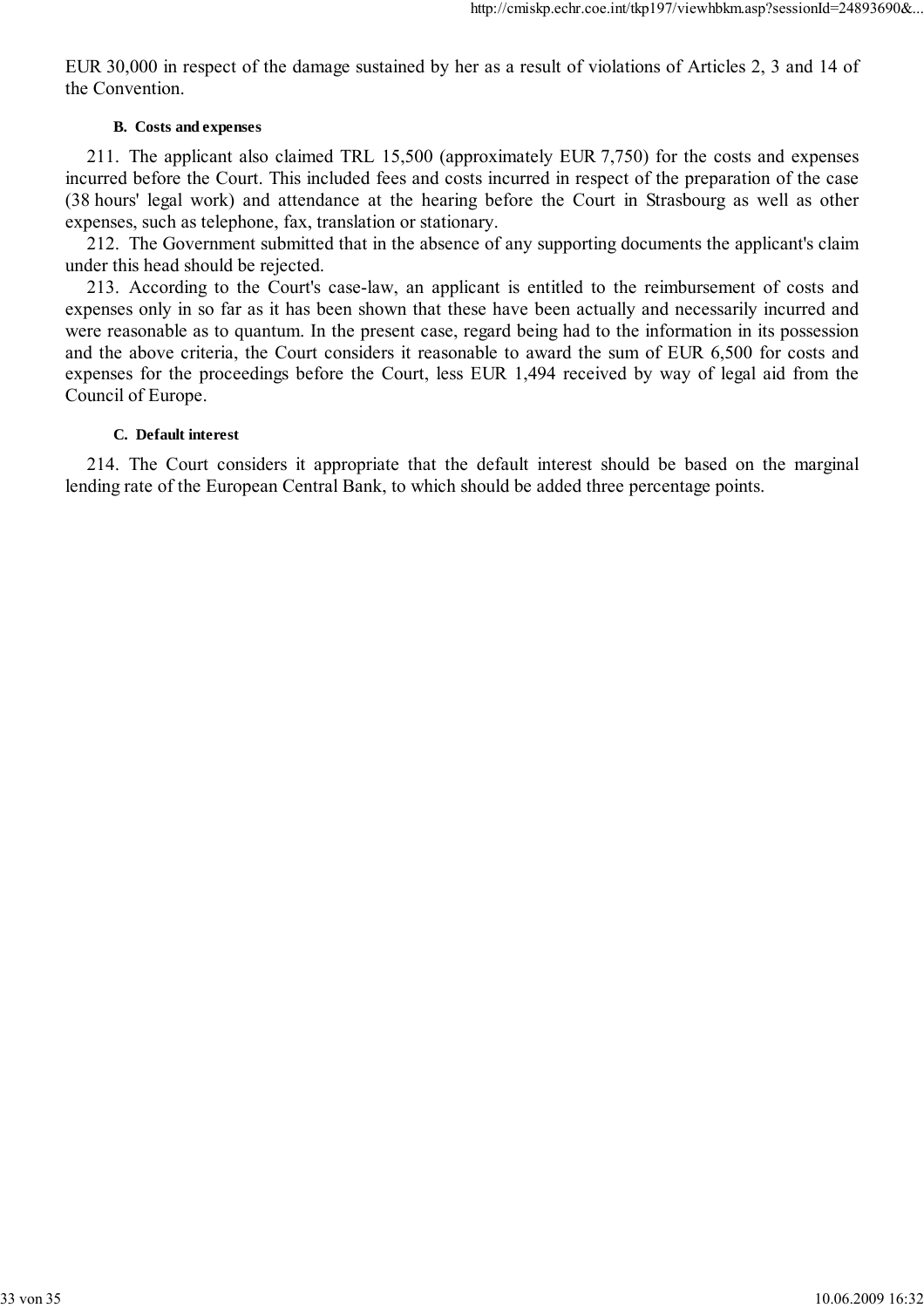EUR 30,000 in respect of the damage sustained by her as a result of violations of Articles 2, 3 and 14 of the Convention.

### B. Costs and expenses

211. The applicant also claimed TRL 15,500 (approximately EUR 7,750) for the costs and expenses incurred before the Court. This included fees and costs incurred in respect of the preparation of the case (38 hours' legal work) and attendance at the hearing before the Court in Strasbourg as well as other expenses, such as telephone, fax, translation or stationary.

212. The Government submitted that in the absence of any supporting documents the applicant's claim under this head should be rejected.

213. According to the Court's case-law, an applicant is entitled to the reimbursement of costs and expenses only in so far as it has been shown that these have been actually and necessarily incurred and were reasonable as to quantum. In the present case, regard being had to the information in its possession and the above criteria, the Court considers it reasonable to award the sum of EUR 6,500 for costs and expenses for the proceedings before the Court, less EUR 1,494 received by way of legal aid from the Council of Europe.

### C. Default interest

214. The Court considers it appropriate that the default interest should be based on the marginal lending rate of the European Central Bank, to which should be added three percentage points.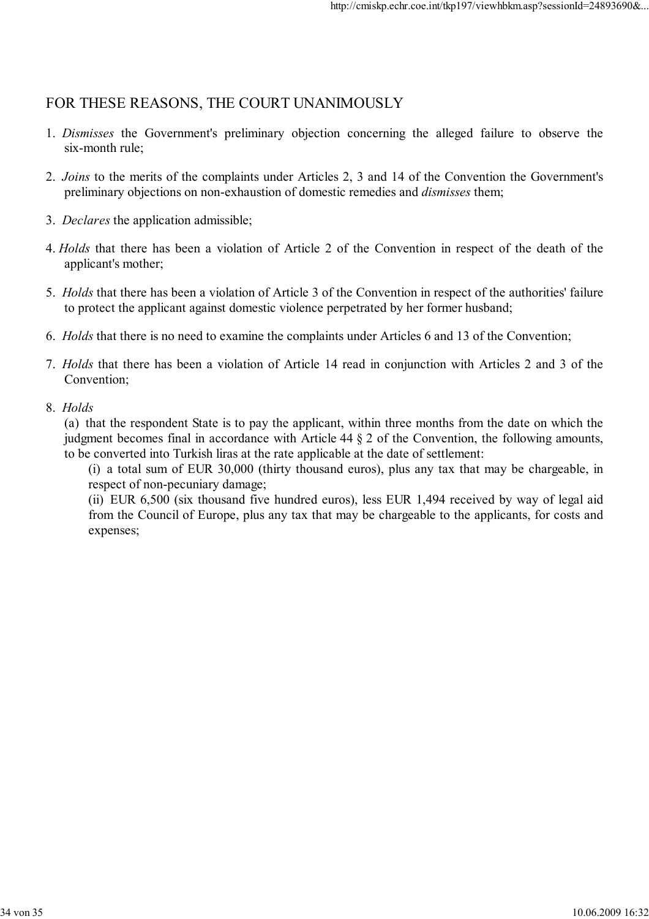FOR THESE REASONS, THE COURT UNANIMOUSLY

1. *Dismisses* the Government's preliminary objection concerning the alleged failure to observe the six-month rule;

2. *Joins* to the merits of the complaints under Articles 2, 3 and 14 of the Convention the Government's preliminary objections on non-exhaustion of domestic remedies and *dismisses* them;

3. *Declares* the application admissible;

4. *Holds* that there has been a violation of Article 2 of the Convention in respect of the death of the applicant's mother;

5. *Holds* that there has been a violation of Article 3 of the Convention in respect of the authorities' failure to protect the applicant against domestic violence perpetrated by her former husband;

6. *Holds* that there is no need to examine the complaints under Articles 6 and 13 of the Convention;

7. *Holds* that there has been a violation of Article 14 read in conjunction with Articles 2 and 3 of the Convention;

8. *Holds*

   (a) that the respondent State is to pay the applicant, within three months from the date on which the judgment becomes final in accordance with Article 44 § 2 of the Convention, the following amounts, to be converted into Turkish liras at the rate applicable at the date of settlement:

   (i) a total sum of EUR 30,000 (thirty thousand euros), plus any tax that may be chargeable, in respect of non-pecuniary damage;

   (ii) EUR 6,500 (six thousand five hundred euros), less EUR 1,494 received by way of legal aid from the Council of Europe, plus any tax that may be chargeable to the applicants, for costs and expenses;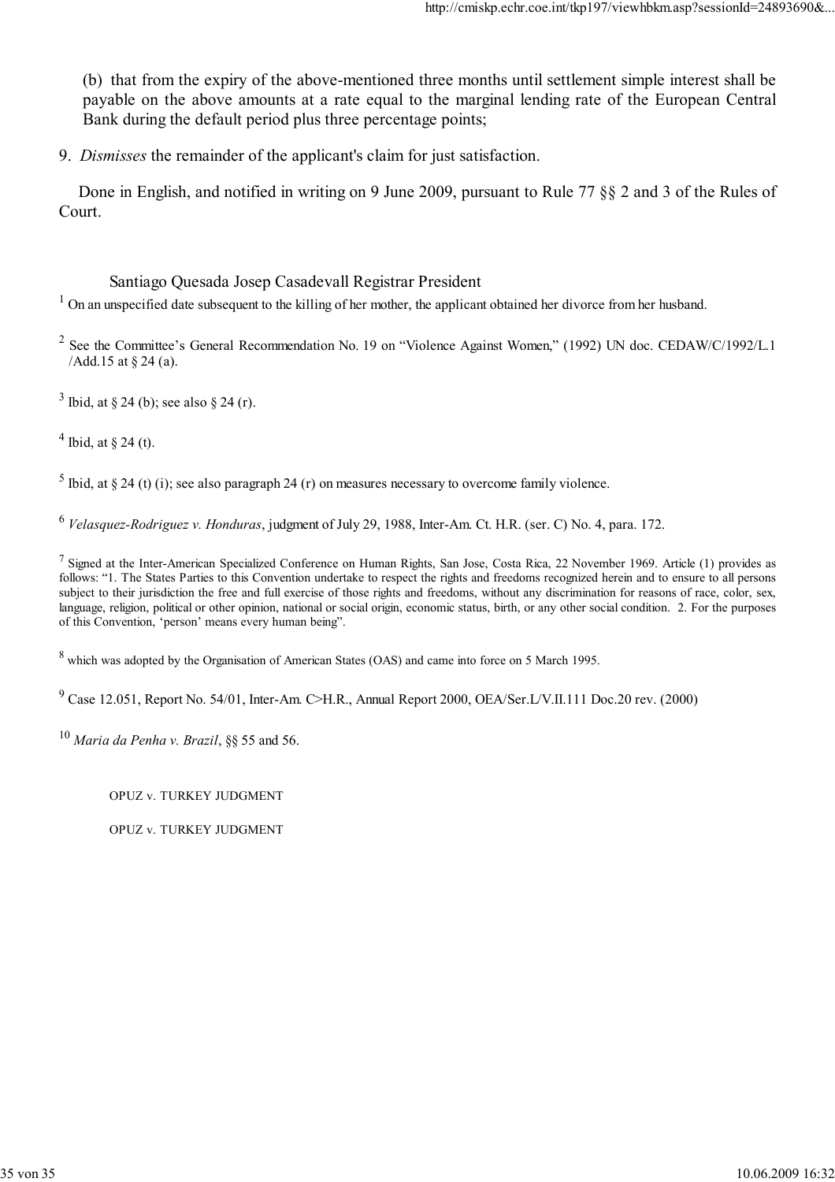(b) that from the expiry of the above-mentioned three months until settlement simple interest shall be payable on the above amounts at a rate equal to the marginal lending rate of the European Central Bank during the default period plus three percentage points;

9. *Dismisses* the remainder of the applicant's claim for just satisfaction.

Done in English, and notified in writing on 9 June 2009, pursuant to Rule 77 §§ 2 and 3 of the Rules of Court.

Santiago Quesada Josep Casadevall Registrar President

[1] On an unspecified date subsequent to the killing of her mother, the applicant obtained her divorce from her husband.

[2] See the Committee's General Recommendation No. 19 on "Violence Against Women," (1992) UN doc. CEDAW/C/1992/L.1 /Add.15 at § 24 (a).

[3] Ibid, at § 24 (b); see also § 24 (r).

[4] Ibid, at § 24 (t).

[5] Ibid, at § 24 (t) (i); see also paragraph 24 (r) on measures necessary to overcome family violence.

[6] *Velasquez-Rodriguez v. Honduras*, judgment of July 29, 1988, Inter-Am. Ct. H.R. (ser. C) No. 4, para. 172.

[7] Signed at the Inter-American Specialized Conference on Human Rights, San Jose, Costa Rica, 22 November 1969. Article (1) provides as follows: "1. The States Parties to this Convention undertake to respect the rights and freedoms recognized herein and to ensure to all persons subject to their jurisdiction the free and full exercise of those rights and freedoms, without any discrimination for reasons of race, color, sex, language, religion, political or other opinion, national or social origin, economic status, birth, or any other social condition. 2. For the purposes of this Convention, 'person' means every human being".

[8] which was adopted by the Organisation of American States (OAS) and came into force on 5 March 1995.

[9] Case 12.051, Report No. 54/01, Inter-Am. C>H.R., Annual Report 2000, OEA/Ser.L/V.II.111 Doc.20 rev. (2000)

[10] *Maria da Penha v. Brazil*, §§ 55 and 56.